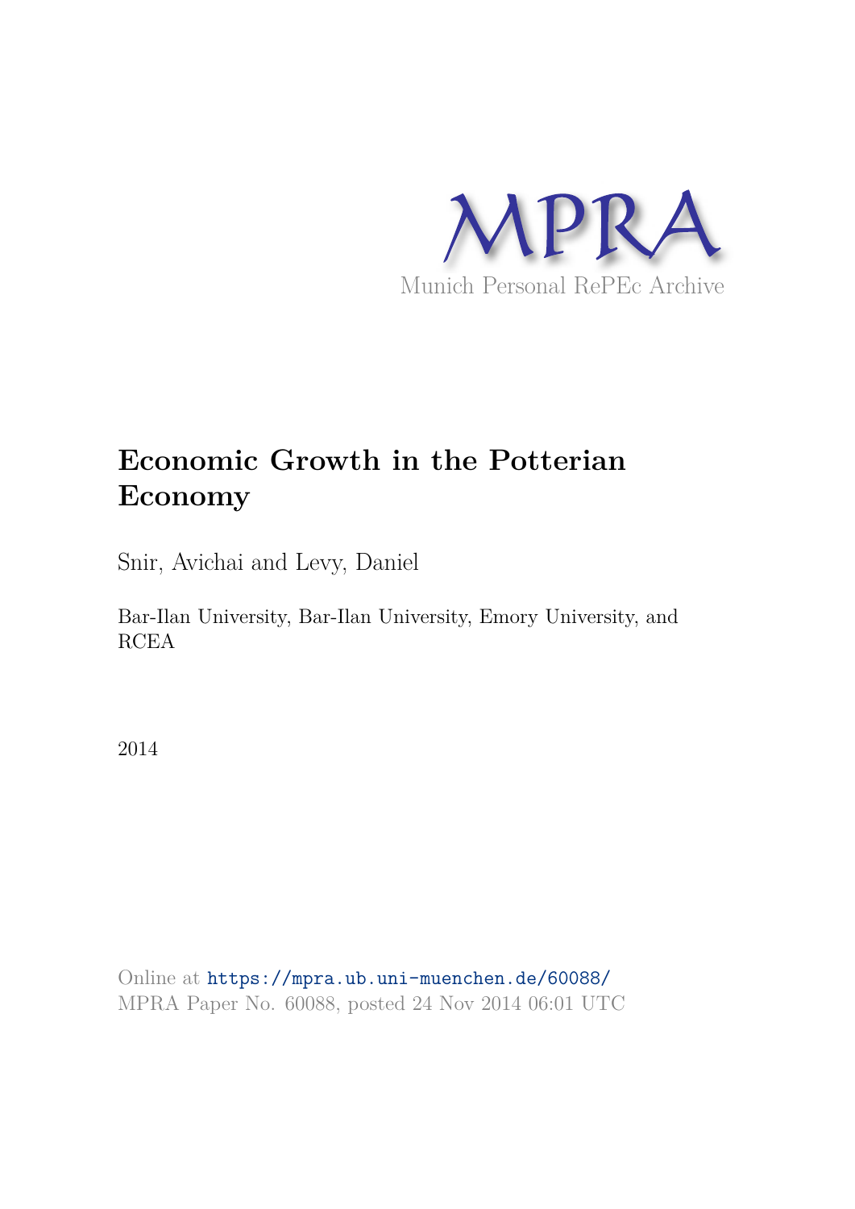MPRA

Munich Personal RePEc Archive

# Economic Growth in the Potterian Economy

Snir, Avichai and Levy, Daniel

Bar-Ilan University, Bar-Ilan University, Emory University, and RCEA

2014

Online at https://mpra.ub.uni-muenchen.de/60088/
MPRA Paper No. 60088, posted 24 Nov 2014 06:01 UTC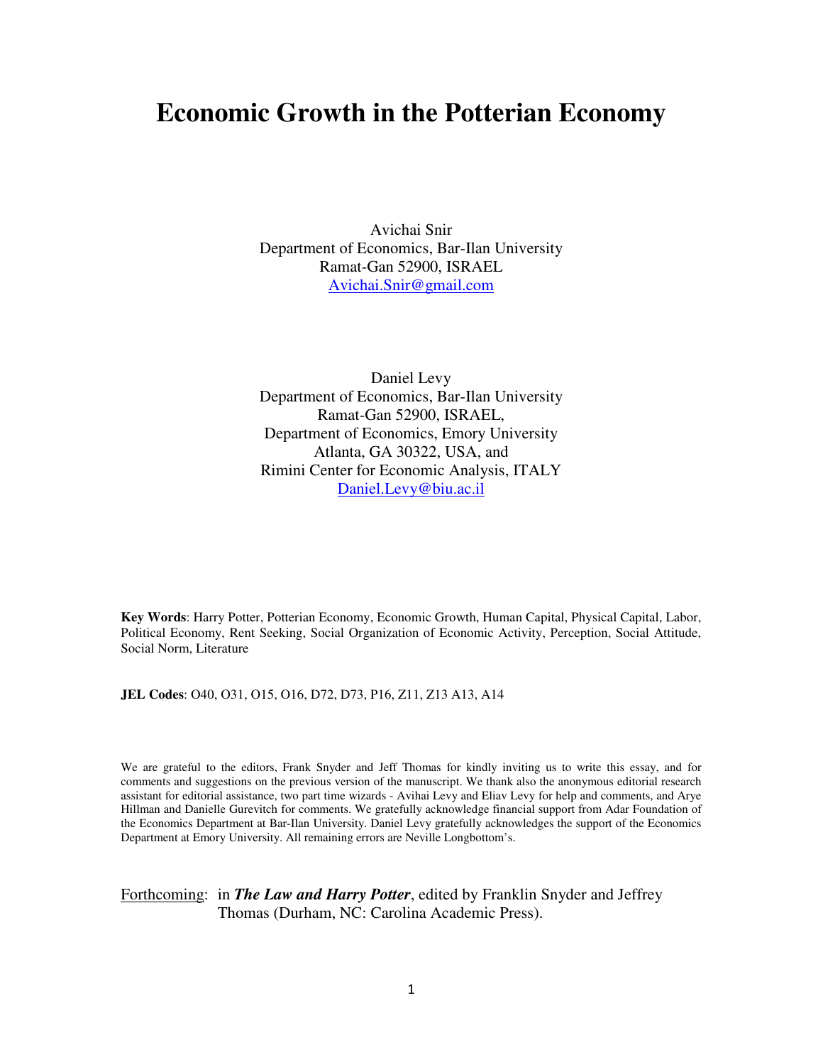# Economic Growth in the Potterian Economy

Avichai Snir
Department of Economics, Bar-Ilan University
Ramat-Gan 52900, ISRAEL
Avichai.Snir@gmail.com

Daniel Levy
Department of Economics, Bar-Ilan University
Ramat-Gan 52900, ISRAEL,
Department of Economics, Emory University
Atlanta, GA 30322, USA, and
Rimini Center for Economic Analysis, ITALY
Daniel.Levy@biu.ac.il

**Key Words**: Harry Potter, Potterian Economy, Economic Growth, Human Capital, Physical Capital, Labor, Political Economy, Rent Seeking, Social Organization of Economic Activity, Perception, Social Attitude, Social Norm, Literature

**JEL Codes**: O40, O31, O15, O16, D72, D73, P16, Z11, Z13 A13, A14

We are grateful to the editors, Frank Snyder and Jeff Thomas for kindly inviting us to write this essay, and for comments and suggestions on the previous version of the manuscript. We thank also the anonymous editorial research assistant for editorial assistance, two part time wizards - Avihai Levy and Eliav Levy for help and comments, and Arye Hillman and Danielle Gurevitch for comments. We gratefully acknowledge financial support from Adar Foundation of the Economics Department at Bar-Ilan University. Daniel Levy gratefully acknowledges the support of the Economics Department at Emory University. All remaining errors are Neville Longbottom's.

Forthcoming: in ***The Law and Harry Potter***, edited by Franklin Snyder and Jeffrey Thomas (Durham, NC: Carolina Academic Press).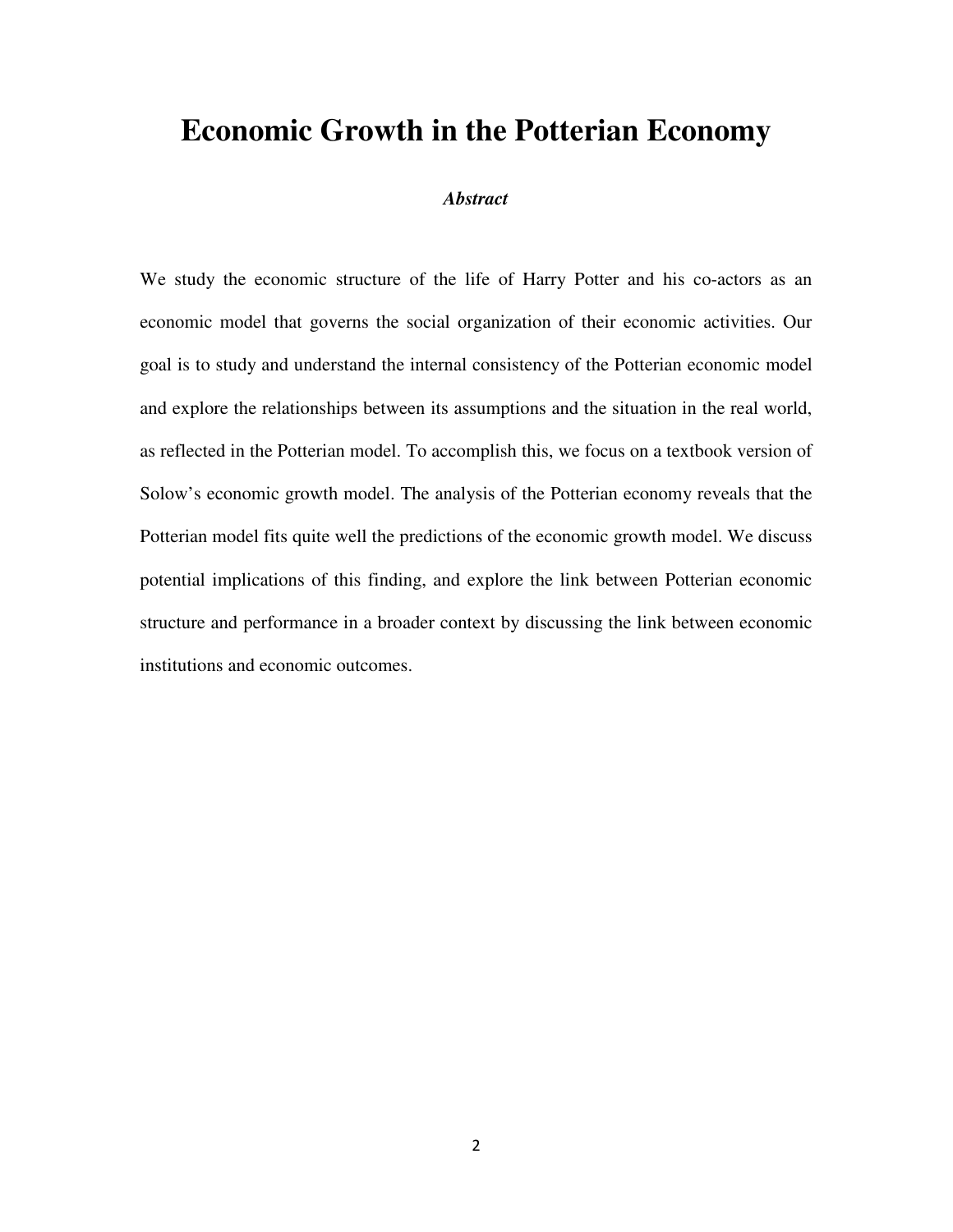# Economic Growth in the Potterian Economy

***Abstract***

We study the economic structure of the life of Harry Potter and his co-actors as an economic model that governs the social organization of their economic activities. Our goal is to study and understand the internal consistency of the Potterian economic model and explore the relationships between its assumptions and the situation in the real world, as reflected in the Potterian model. To accomplish this, we focus on a textbook version of Solow's economic growth model. The analysis of the Potterian economy reveals that the Potterian model fits quite well the predictions of the economic growth model. We discuss potential implications of this finding, and explore the link between Potterian economic structure and performance in a broader context by discussing the link between economic institutions and economic outcomes.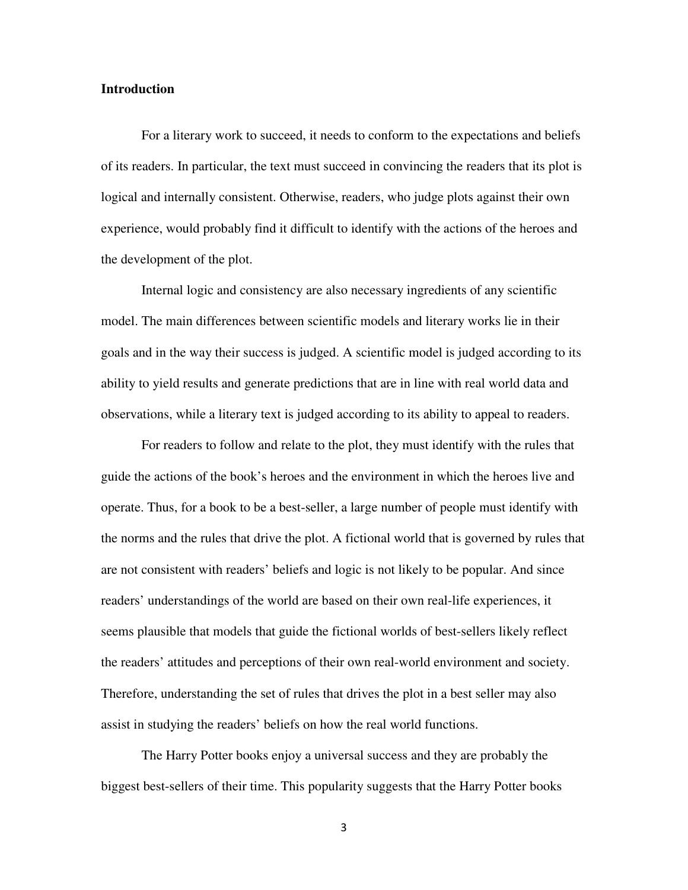## Introduction

For a literary work to succeed, it needs to conform to the expectations and beliefs of its readers. In particular, the text must succeed in convincing the readers that its plot is logical and internally consistent. Otherwise, readers, who judge plots against their own experience, would probably find it difficult to identify with the actions of the heroes and the development of the plot.

Internal logic and consistency are also necessary ingredients of any scientific model. The main differences between scientific models and literary works lie in their goals and in the way their success is judged. A scientific model is judged according to its ability to yield results and generate predictions that are in line with real world data and observations, while a literary text is judged according to its ability to appeal to readers.

For readers to follow and relate to the plot, they must identify with the rules that guide the actions of the book's heroes and the environment in which the heroes live and operate. Thus, for a book to be a best-seller, a large number of people must identify with the norms and the rules that drive the plot. A fictional world that is governed by rules that are not consistent with readers' beliefs and logic is not likely to be popular. And since readers' understandings of the world are based on their own real-life experiences, it seems plausible that models that guide the fictional worlds of best-sellers likely reflect the readers' attitudes and perceptions of their own real-world environment and society. Therefore, understanding the set of rules that drives the plot in a best seller may also assist in studying the readers' beliefs on how the real world functions.

The Harry Potter books enjoy a universal success and they are probably the biggest best-sellers of their time. This popularity suggests that the Harry Potter books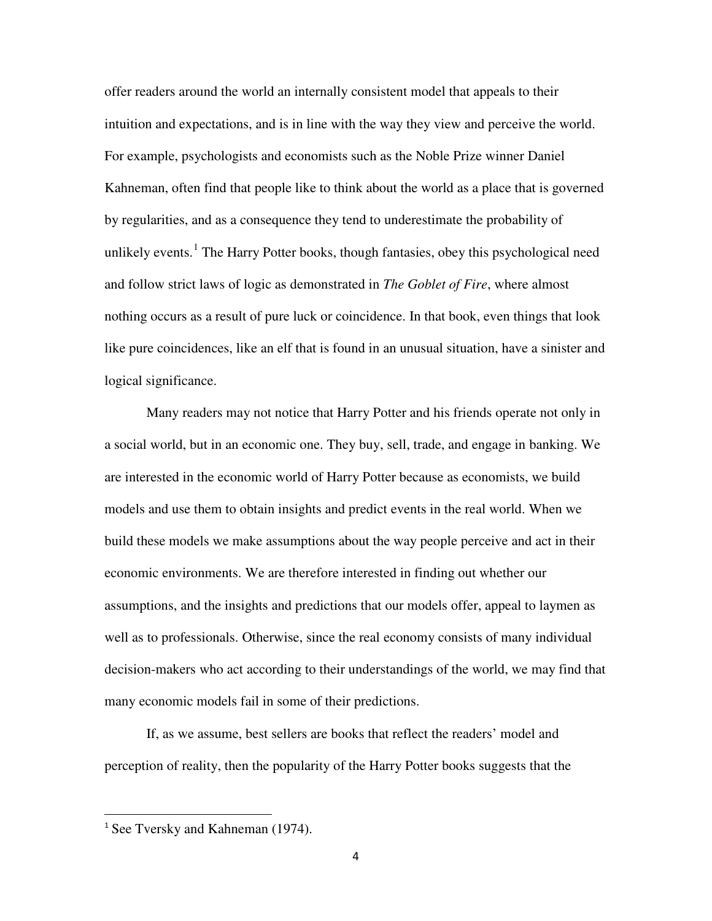offer readers around the world an internally consistent model that appeals to their intuition and expectations, and is in line with the way they view and perceive the world. For example, psychologists and economists such as the Noble Prize winner Daniel Kahneman, often find that people like to think about the world as a place that is governed by regularities, and as a consequence they tend to underestimate the probability of unlikely events.[1] The Harry Potter books, though fantasies, obey this psychological need and follow strict laws of logic as demonstrated in *The Goblet of Fire*, where almost nothing occurs as a result of pure luck or coincidence. In that book, even things that look like pure coincidences, like an elf that is found in an unusual situation, have a sinister and logical significance.

Many readers may not notice that Harry Potter and his friends operate not only in a social world, but in an economic one. They buy, sell, trade, and engage in banking. We are interested in the economic world of Harry Potter because as economists, we build models and use them to obtain insights and predict events in the real world. When we build these models we make assumptions about the way people perceive and act in their economic environments. We are therefore interested in finding out whether our assumptions, and the insights and predictions that our models offer, appeal to laymen as well as to professionals. Otherwise, since the real economy consists of many individual decision-makers who act according to their understandings of the world, we may find that many economic models fail in some of their predictions.

If, as we assume, best sellers are books that reflect the readers' model and perception of reality, then the popularity of the Harry Potter books suggests that the

[1] See Tversky and Kahneman (1974).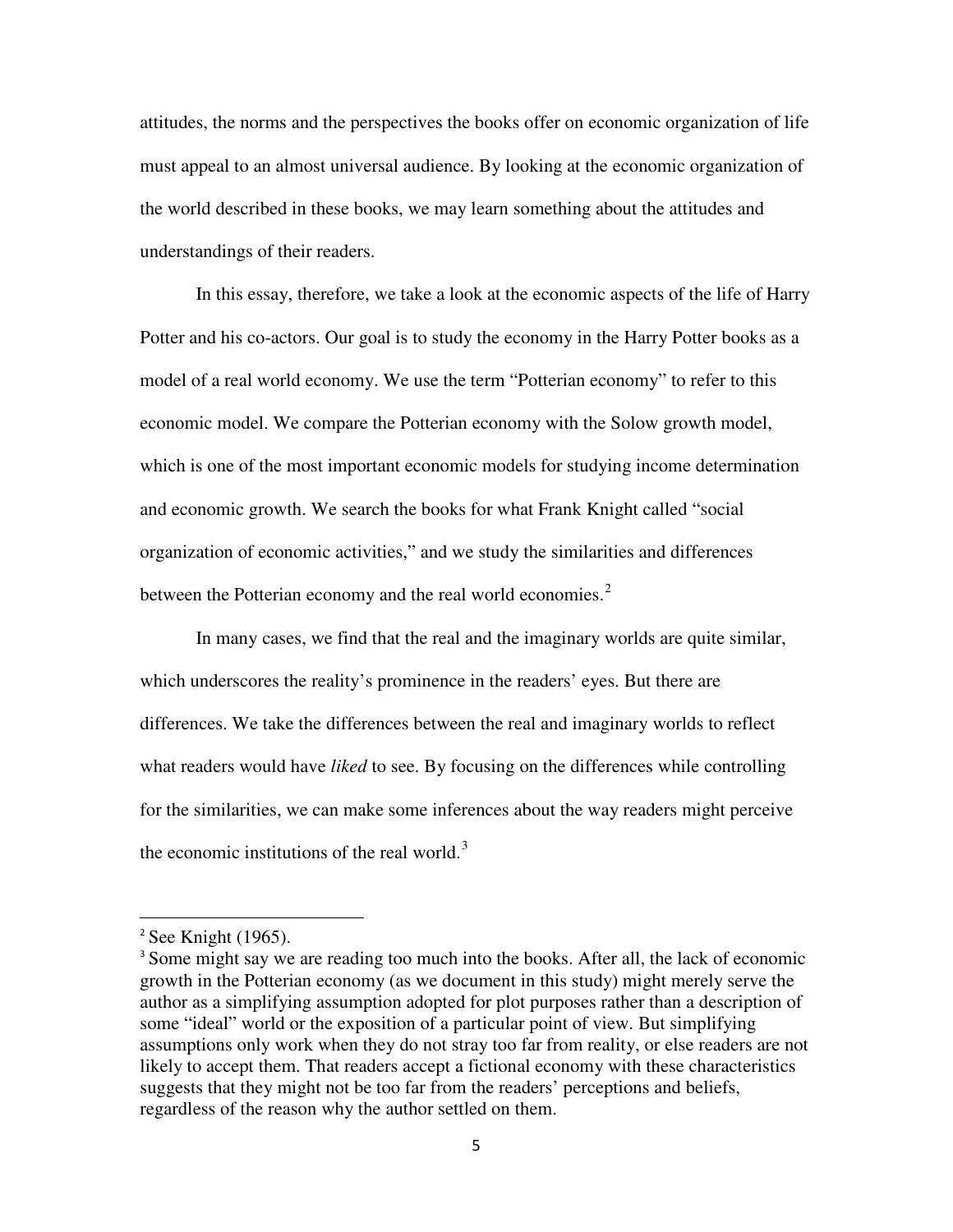attitudes, the norms and the perspectives the books offer on economic organization of life must appeal to an almost universal audience. By looking at the economic organization of the world described in these books, we may learn something about the attitudes and understandings of their readers.

In this essay, therefore, we take a look at the economic aspects of the life of Harry Potter and his co-actors. Our goal is to study the economy in the Harry Potter books as a model of a real world economy. We use the term "Potterian economy" to refer to this economic model. We compare the Potterian economy with the Solow growth model, which is one of the most important economic models for studying income determination and economic growth. We search the books for what Frank Knight called "social organization of economic activities," and we study the similarities and differences between the Potterian economy and the real world economies.[2]

In many cases, we find that the real and the imaginary worlds are quite similar, which underscores the reality's prominence in the readers' eyes. But there are differences. We take the differences between the real and imaginary worlds to reflect what readers would have *liked* to see. By focusing on the differences while controlling for the similarities, we can make some inferences about the way readers might perceive the economic institutions of the real world.[3]

---

[2] See Knight (1965).

[3] Some might say we are reading too much into the books. After all, the lack of economic growth in the Potterian economy (as we document in this study) might merely serve the author as a simplifying assumption adopted for plot purposes rather than a description of some "ideal" world or the exposition of a particular point of view. But simplifying assumptions only work when they do not stray too far from reality, or else readers are not likely to accept them. That readers accept a fictional economy with these characteristics suggests that they might not be too far from the readers' perceptions and beliefs, regardless of the reason why the author settled on them.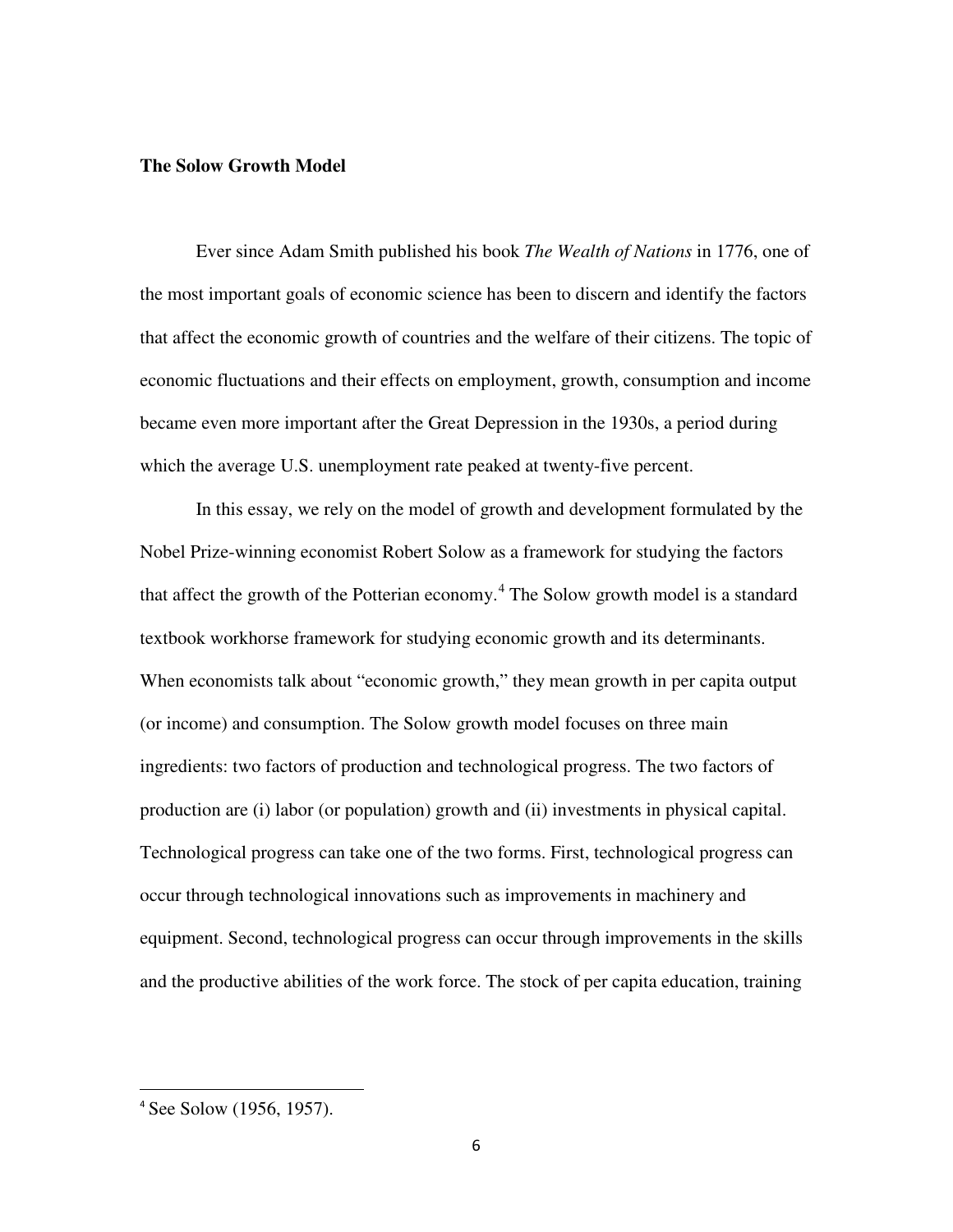**The Solow Growth Model**

Ever since Adam Smith published his book *The Wealth of Nations* in 1776, one of the most important goals of economic science has been to discern and identify the factors that affect the economic growth of countries and the welfare of their citizens. The topic of economic fluctuations and their effects on employment, growth, consumption and income became even more important after the Great Depression in the 1930s, a period during which the average U.S. unemployment rate peaked at twenty-five percent.

In this essay, we rely on the model of growth and development formulated by the Nobel Prize-winning economist Robert Solow as a framework for studying the factors that affect the growth of the Potterian economy.[4] The Solow growth model is a standard textbook workhorse framework for studying economic growth and its determinants. When economists talk about "economic growth," they mean growth in per capita output (or income) and consumption. The Solow growth model focuses on three main ingredients: two factors of production and technological progress. The two factors of production are (i) labor (or population) growth and (ii) investments in physical capital. Technological progress can take one of the two forms. First, technological progress can occur through technological innovations such as improvements in machinery and equipment. Second, technological progress can occur through improvements in the skills and the productive abilities of the work force. The stock of per capita education, training

---

[4] See Solow (1956, 1957).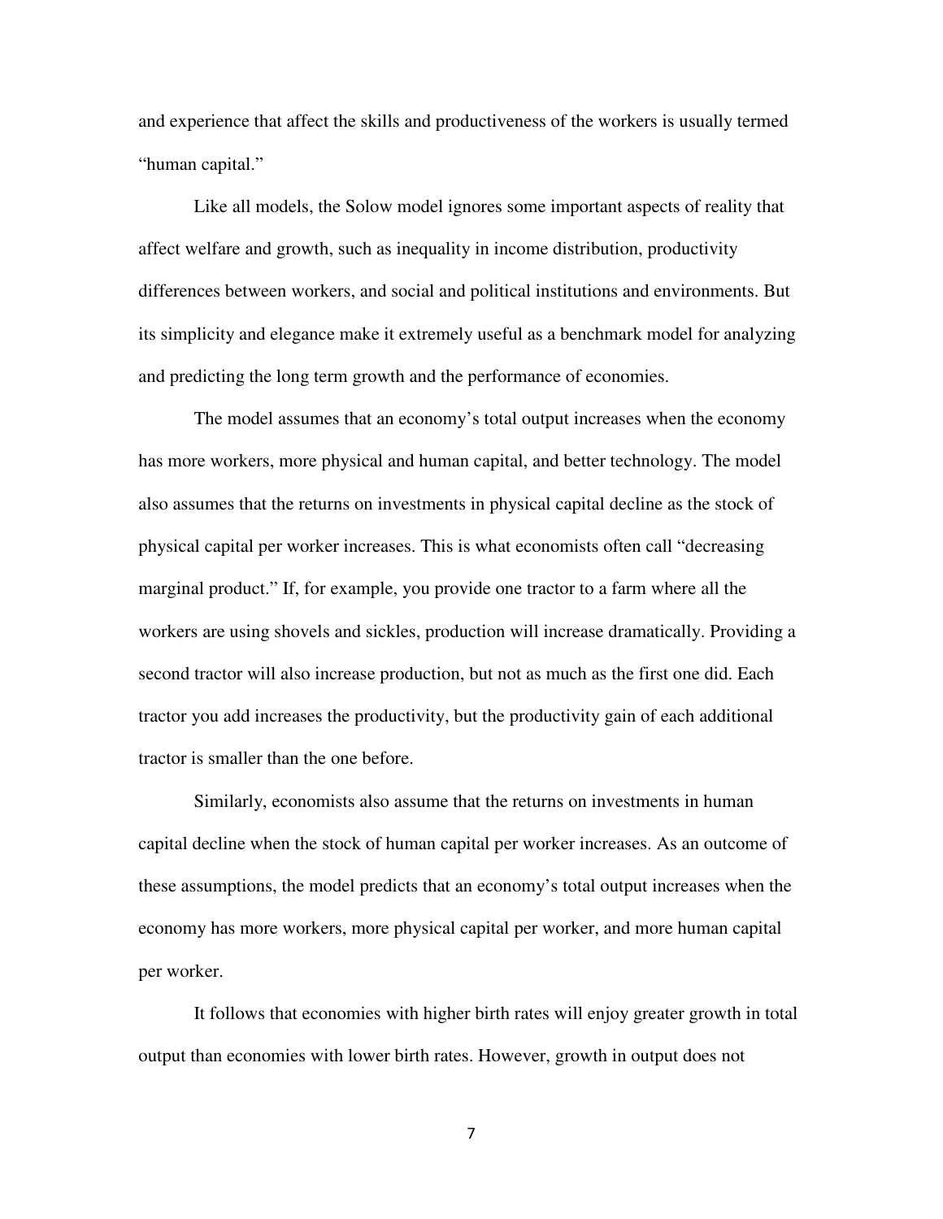and experience that affect the skills and productiveness of the workers is usually termed "human capital."

Like all models, the Solow model ignores some important aspects of reality that affect welfare and growth, such as inequality in income distribution, productivity differences between workers, and social and political institutions and environments. But its simplicity and elegance make it extremely useful as a benchmark model for analyzing and predicting the long term growth and the performance of economies.

The model assumes that an economy's total output increases when the economy has more workers, more physical and human capital, and better technology. The model also assumes that the returns on investments in physical capital decline as the stock of physical capital per worker increases. This is what economists often call "decreasing marginal product." If, for example, you provide one tractor to a farm where all the workers are using shovels and sickles, production will increase dramatically. Providing a second tractor will also increase production, but not as much as the first one did. Each tractor you add increases the productivity, but the productivity gain of each additional tractor is smaller than the one before.

Similarly, economists also assume that the returns on investments in human capital decline when the stock of human capital per worker increases. As an outcome of these assumptions, the model predicts that an economy's total output increases when the economy has more workers, more physical capital per worker, and more human capital per worker.

It follows that economies with higher birth rates will enjoy greater growth in total output than economies with lower birth rates. However, growth in output does not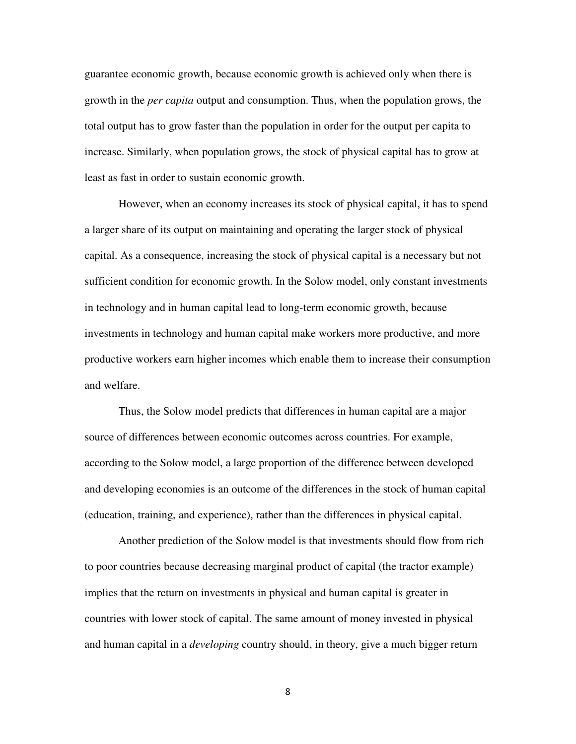guarantee economic growth, because economic growth is achieved only when there is growth in the *per capita* output and consumption. Thus, when the population grows, the total output has to grow faster than the population in order for the output per capita to increase. Similarly, when population grows, the stock of physical capital has to grow at least as fast in order to sustain economic growth.

However, when an economy increases its stock of physical capital, it has to spend a larger share of its output on maintaining and operating the larger stock of physical capital. As a consequence, increasing the stock of physical capital is a necessary but not sufficient condition for economic growth. In the Solow model, only constant investments in technology and in human capital lead to long-term economic growth, because investments in technology and human capital make workers more productive, and more productive workers earn higher incomes which enable them to increase their consumption and welfare.

Thus, the Solow model predicts that differences in human capital are a major source of differences between economic outcomes across countries. For example, according to the Solow model, a large proportion of the difference between developed and developing economies is an outcome of the differences in the stock of human capital (education, training, and experience), rather than the differences in physical capital.

Another prediction of the Solow model is that investments should flow from rich to poor countries because decreasing marginal product of capital (the tractor example) implies that the return on investments in physical and human capital is greater in countries with lower stock of capital. The same amount of money invested in physical and human capital in a *developing* country should, in theory, give a much bigger return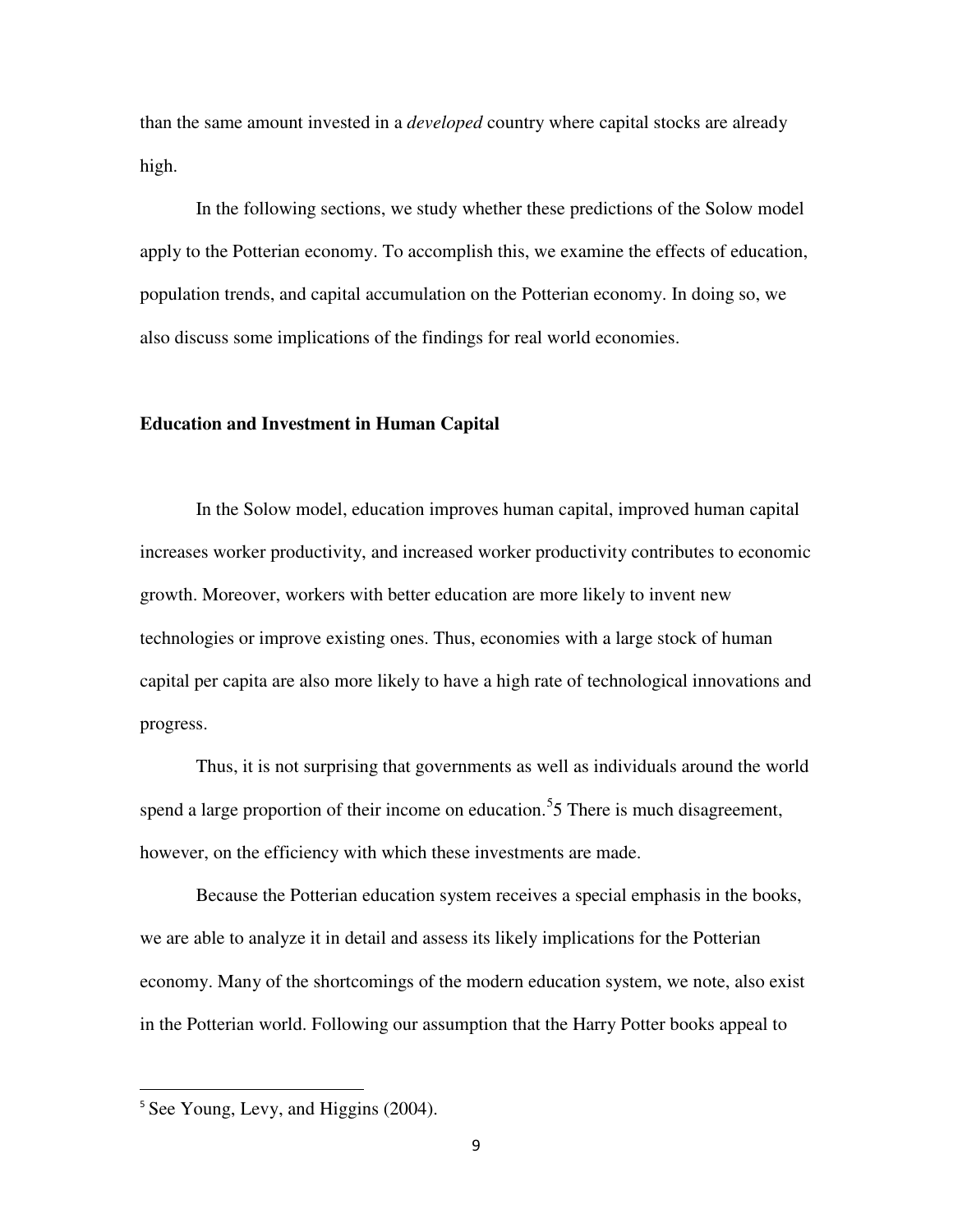than the same amount invested in a *developed* country where capital stocks are already high.

In the following sections, we study whether these predictions of the Solow model apply to the Potterian economy. To accomplish this, we examine the effects of education, population trends, and capital accumulation on the Potterian economy. In doing so, we also discuss some implications of the findings for real world economies.

## Education and Investment in Human Capital

In the Solow model, education improves human capital, improved human capital increases worker productivity, and increased worker productivity contributes to economic growth. Moreover, workers with better education are more likely to invent new technologies or improve existing ones. Thus, economies with a large stock of human capital per capita are also more likely to have a high rate of technological innovations and progress.

Thus, it is not surprising that governments as well as individuals around the world spend a large proportion of their income on education.[5]5 There is much disagreement, however, on the efficiency with which these investments are made.

Because the Potterian education system receives a special emphasis in the books, we are able to analyze it in detail and assess its likely implications for the Potterian economy. Many of the shortcomings of the modern education system, we note, also exist in the Potterian world. Following our assumption that the Harry Potter books appeal to

---

[5] See Young, Levy, and Higgins (2004).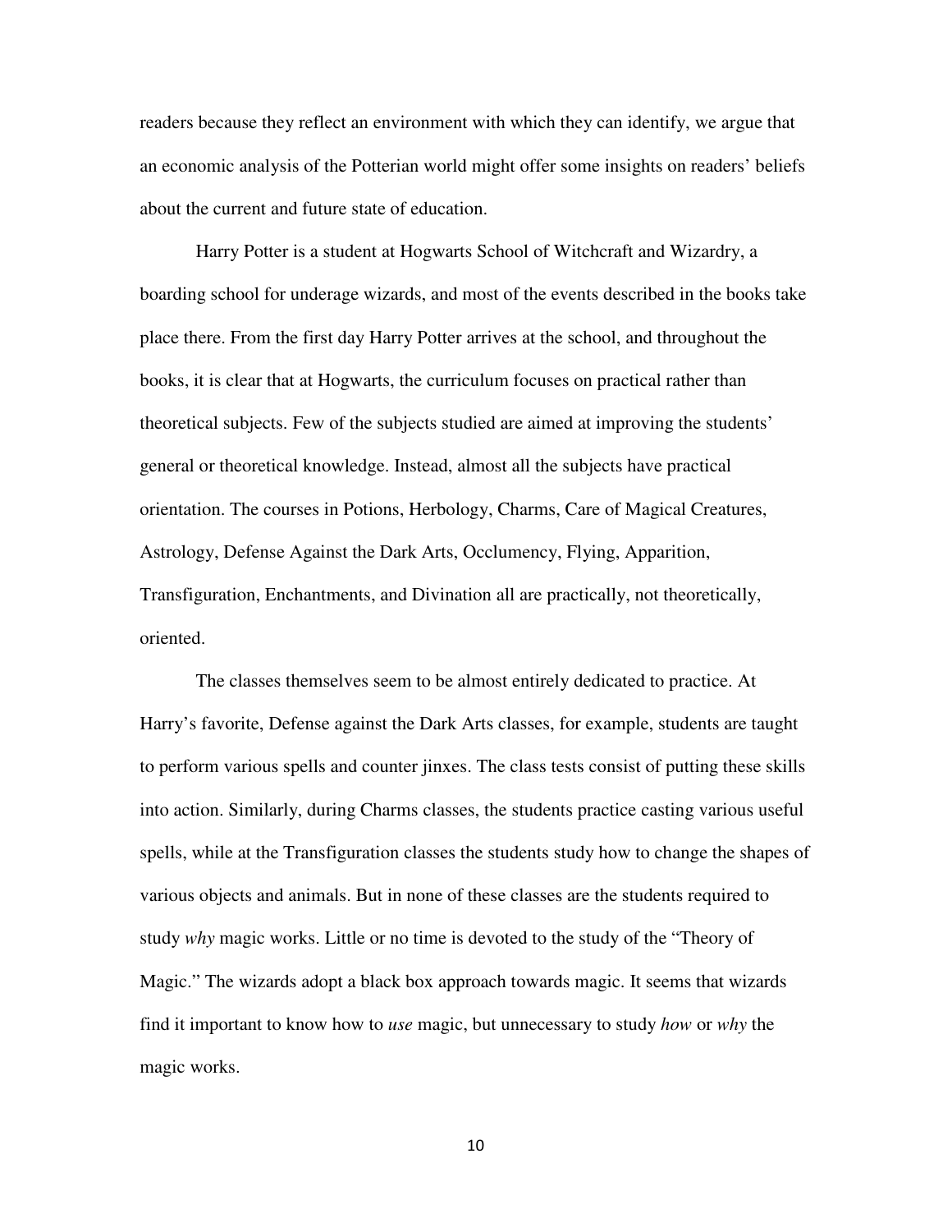readers because they reflect an environment with which they can identify, we argue that an economic analysis of the Potterian world might offer some insights on readers' beliefs about the current and future state of education.

Harry Potter is a student at Hogwarts School of Witchcraft and Wizardry, a boarding school for underage wizards, and most of the events described in the books take place there. From the first day Harry Potter arrives at the school, and throughout the books, it is clear that at Hogwarts, the curriculum focuses on practical rather than theoretical subjects. Few of the subjects studied are aimed at improving the students' general or theoretical knowledge. Instead, almost all the subjects have practical orientation. The courses in Potions, Herbology, Charms, Care of Magical Creatures, Astrology, Defense Against the Dark Arts, Occlumency, Flying, Apparition, Transfiguration, Enchantments, and Divination all are practically, not theoretically, oriented.

The classes themselves seem to be almost entirely dedicated to practice. At Harry's favorite, Defense against the Dark Arts classes, for example, students are taught to perform various spells and counter jinxes. The class tests consist of putting these skills into action. Similarly, during Charms classes, the students practice casting various useful spells, while at the Transfiguration classes the students study how to change the shapes of various objects and animals. But in none of these classes are the students required to study *why* magic works. Little or no time is devoted to the study of the "Theory of Magic." The wizards adopt a black box approach towards magic. It seems that wizards find it important to know how to *use* magic, but unnecessary to study *how* or *why* the magic works.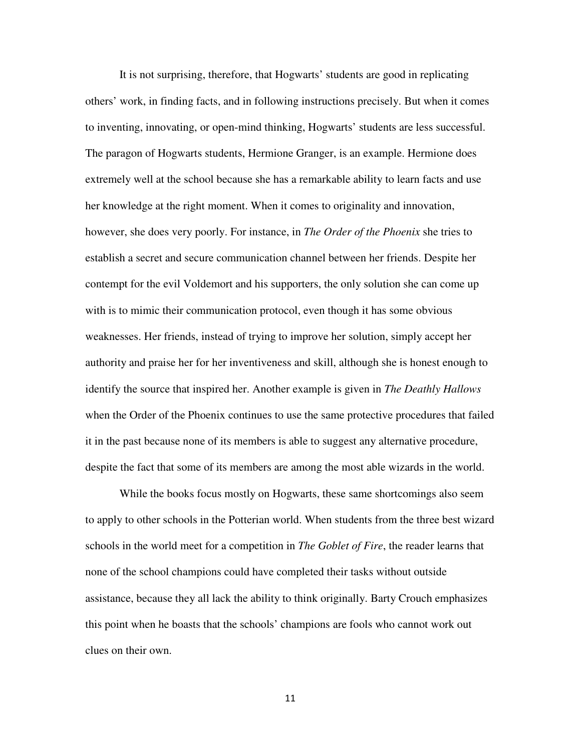It is not surprising, therefore, that Hogwarts' students are good in replicating others' work, in finding facts, and in following instructions precisely. But when it comes to inventing, innovating, or open-mind thinking, Hogwarts' students are less successful. The paragon of Hogwarts students, Hermione Granger, is an example. Hermione does extremely well at the school because she has a remarkable ability to learn facts and use her knowledge at the right moment. When it comes to originality and innovation, however, she does very poorly. For instance, in *The Order of the Phoenix* she tries to establish a secret and secure communication channel between her friends. Despite her contempt for the evil Voldemort and his supporters, the only solution she can come up with is to mimic their communication protocol, even though it has some obvious weaknesses. Her friends, instead of trying to improve her solution, simply accept her authority and praise her for her inventiveness and skill, although she is honest enough to identify the source that inspired her. Another example is given in *The Deathly Hallows* when the Order of the Phoenix continues to use the same protective procedures that failed it in the past because none of its members is able to suggest any alternative procedure, despite the fact that some of its members are among the most able wizards in the world.

While the books focus mostly on Hogwarts, these same shortcomings also seem to apply to other schools in the Potterian world. When students from the three best wizard schools in the world meet for a competition in *The Goblet of Fire*, the reader learns that none of the school champions could have completed their tasks without outside assistance, because they all lack the ability to think originally. Barty Crouch emphasizes this point when he boasts that the schools' champions are fools who cannot work out clues on their own.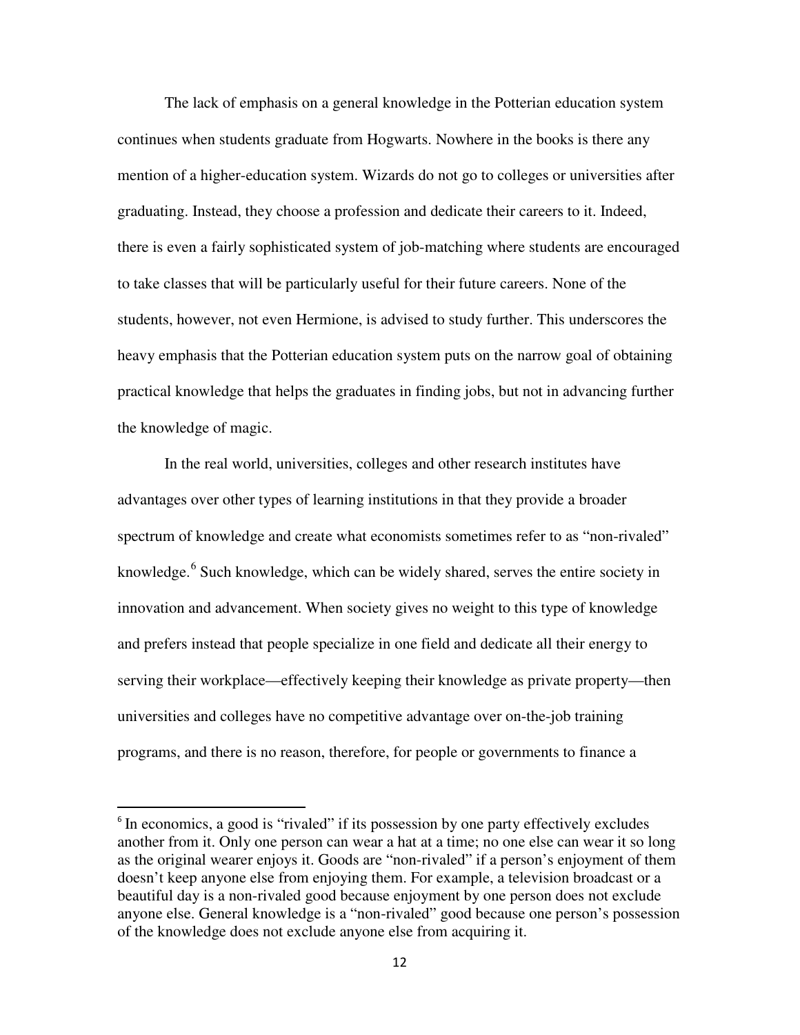The lack of emphasis on a general knowledge in the Potterian education system continues when students graduate from Hogwarts. Nowhere in the books is there any mention of a higher-education system. Wizards do not go to colleges or universities after graduating. Instead, they choose a profession and dedicate their careers to it. Indeed, there is even a fairly sophisticated system of job-matching where students are encouraged to take classes that will be particularly useful for their future careers. None of the students, however, not even Hermione, is advised to study further. This underscores the heavy emphasis that the Potterian education system puts on the narrow goal of obtaining practical knowledge that helps the graduates in finding jobs, but not in advancing further the knowledge of magic.

In the real world, universities, colleges and other research institutes have advantages over other types of learning institutions in that they provide a broader spectrum of knowledge and create what economists sometimes refer to as "non-rivaled" knowledge.[6] Such knowledge, which can be widely shared, serves the entire society in innovation and advancement. When society gives no weight to this type of knowledge and prefers instead that people specialize in one field and dedicate all their energy to serving their workplace—effectively keeping their knowledge as private property—then universities and colleges have no competitive advantage over on-the-job training programs, and there is no reason, therefore, for people or governments to finance a

---

[6] In economics, a good is "rivaled" if its possession by one party effectively excludes another from it. Only one person can wear a hat at a time; no one else can wear it so long as the original wearer enjoys it. Goods are "non-rivaled" if a person's enjoyment of them doesn't keep anyone else from enjoying them. For example, a television broadcast or a beautiful day is a non-rivaled good because enjoyment by one person does not exclude anyone else. General knowledge is a "non-rivaled" good because one person's possession of the knowledge does not exclude anyone else from acquiring it.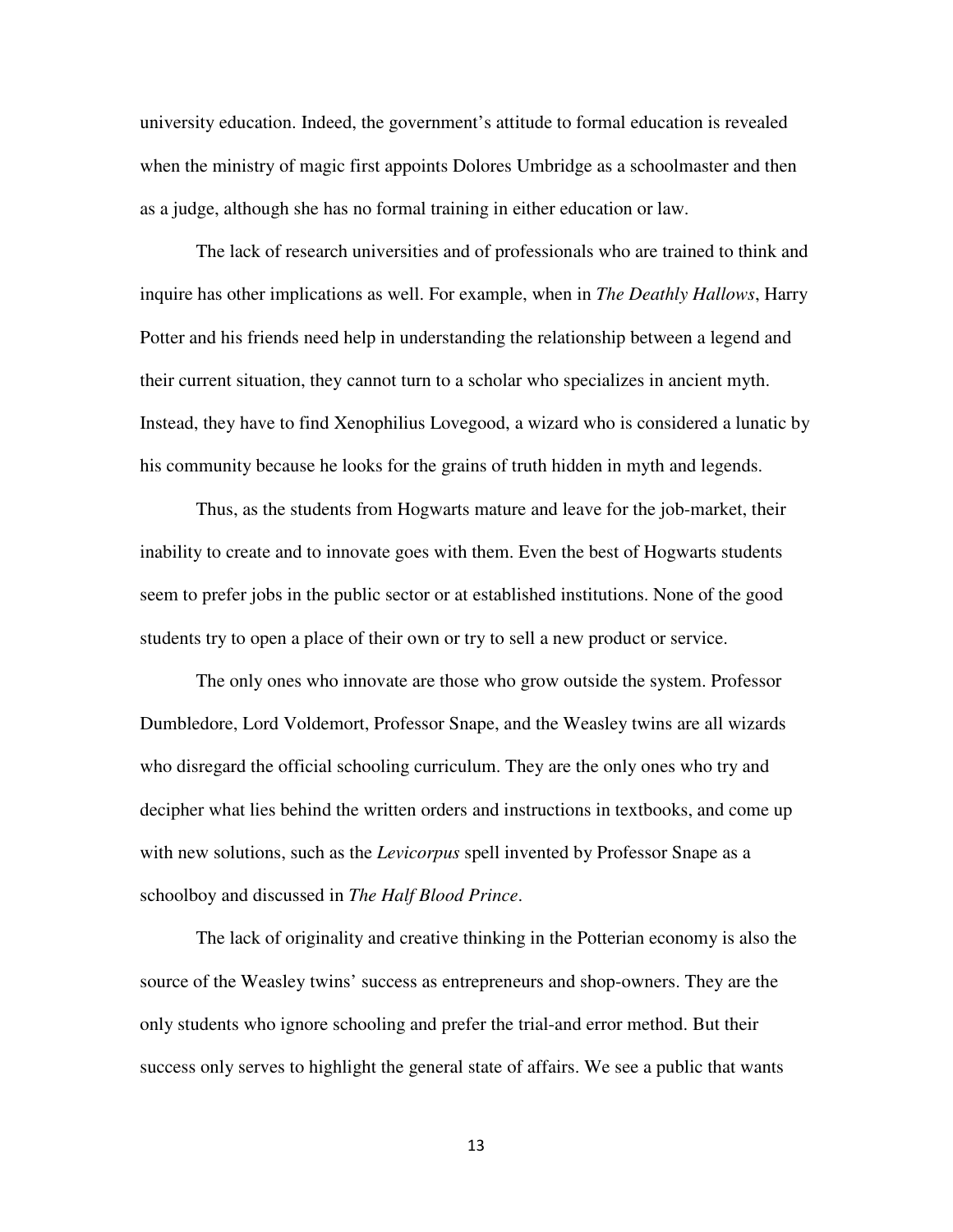university education. Indeed, the government's attitude to formal education is revealed when the ministry of magic first appoints Dolores Umbridge as a schoolmaster and then as a judge, although she has no formal training in either education or law.

The lack of research universities and of professionals who are trained to think and inquire has other implications as well. For example, when in *The Deathly Hallows*, Harry Potter and his friends need help in understanding the relationship between a legend and their current situation, they cannot turn to a scholar who specializes in ancient myth. Instead, they have to find Xenophilius Lovegood, a wizard who is considered a lunatic by his community because he looks for the grains of truth hidden in myth and legends.

Thus, as the students from Hogwarts mature and leave for the job-market, their inability to create and to innovate goes with them. Even the best of Hogwarts students seem to prefer jobs in the public sector or at established institutions. None of the good students try to open a place of their own or try to sell a new product or service.

The only ones who innovate are those who grow outside the system. Professor Dumbledore, Lord Voldemort, Professor Snape, and the Weasley twins are all wizards who disregard the official schooling curriculum. They are the only ones who try and decipher what lies behind the written orders and instructions in textbooks, and come up with new solutions, such as the *Levicorpus* spell invented by Professor Snape as a schoolboy and discussed in *The Half Blood Prince*.

The lack of originality and creative thinking in the Potterian economy is also the source of the Weasley twins' success as entrepreneurs and shop-owners. They are the only students who ignore schooling and prefer the trial-and error method. But their success only serves to highlight the general state of affairs. We see a public that wants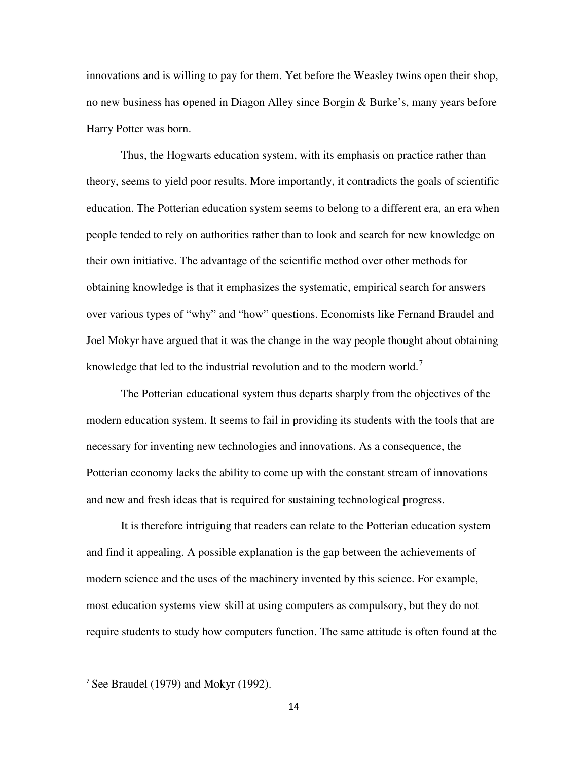innovations and is willing to pay for them. Yet before the Weasley twins open their shop, no new business has opened in Diagon Alley since Borgin & Burke's, many years before Harry Potter was born.

Thus, the Hogwarts education system, with its emphasis on practice rather than theory, seems to yield poor results. More importantly, it contradicts the goals of scientific education. The Potterian education system seems to belong to a different era, an era when people tended to rely on authorities rather than to look and search for new knowledge on their own initiative. The advantage of the scientific method over other methods for obtaining knowledge is that it emphasizes the systematic, empirical search for answers over various types of "why" and "how" questions. Economists like Fernand Braudel and Joel Mokyr have argued that it was the change in the way people thought about obtaining knowledge that led to the industrial revolution and to the modern world.[7]

The Potterian educational system thus departs sharply from the objectives of the modern education system. It seems to fail in providing its students with the tools that are necessary for inventing new technologies and innovations. As a consequence, the Potterian economy lacks the ability to come up with the constant stream of innovations and new and fresh ideas that is required for sustaining technological progress.

It is therefore intriguing that readers can relate to the Potterian education system and find it appealing. A possible explanation is the gap between the achievements of modern science and the uses of the machinery invented by this science. For example, most education systems view skill at using computers as compulsory, but they do not require students to study how computers function. The same attitude is often found at the

---

[7] See Braudel (1979) and Mokyr (1992).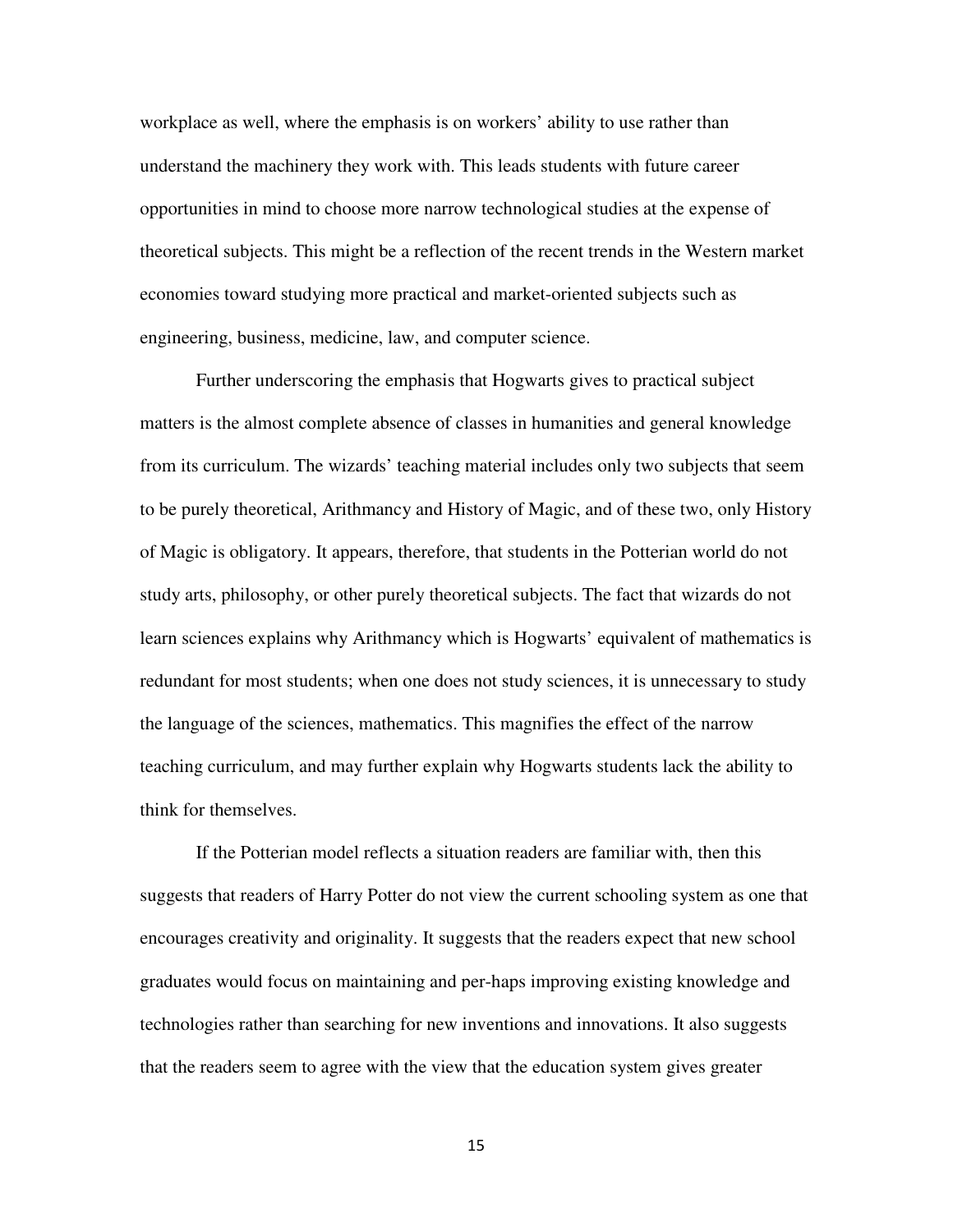workplace as well, where the emphasis is on workers' ability to use rather than understand the machinery they work with. This leads students with future career opportunities in mind to choose more narrow technological studies at the expense of theoretical subjects. This might be a reflection of the recent trends in the Western market economies toward studying more practical and market-oriented subjects such as engineering, business, medicine, law, and computer science.

Further underscoring the emphasis that Hogwarts gives to practical subject matters is the almost complete absence of classes in humanities and general knowledge from its curriculum. The wizards' teaching material includes only two subjects that seem to be purely theoretical, Arithmancy and History of Magic, and of these two, only History of Magic is obligatory. It appears, therefore, that students in the Potterian world do not study arts, philosophy, or other purely theoretical subjects. The fact that wizards do not learn sciences explains why Arithmancy which is Hogwarts' equivalent of mathematics is redundant for most students; when one does not study sciences, it is unnecessary to study the language of the sciences, mathematics. This magnifies the effect of the narrow teaching curriculum, and may further explain why Hogwarts students lack the ability to think for themselves.

If the Potterian model reflects a situation readers are familiar with, then this suggests that readers of Harry Potter do not view the current schooling system as one that encourages creativity and originality. It suggests that the readers expect that new school graduates would focus on maintaining and per-haps improving existing knowledge and technologies rather than searching for new inventions and innovations. It also suggests that the readers seem to agree with the view that the education system gives greater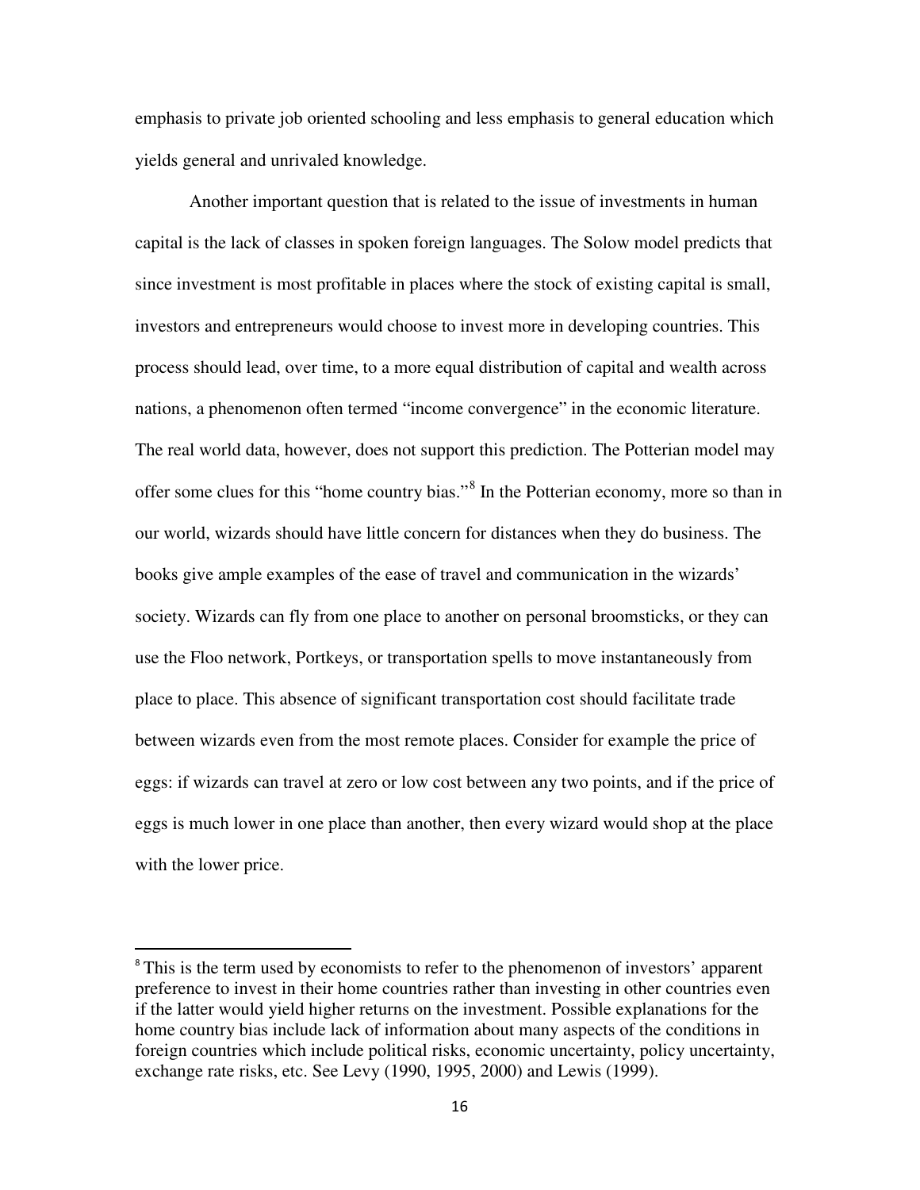emphasis to private job oriented schooling and less emphasis to general education which yields general and unrivaled knowledge.

Another important question that is related to the issue of investments in human capital is the lack of classes in spoken foreign languages. The Solow model predicts that since investment is most profitable in places where the stock of existing capital is small, investors and entrepreneurs would choose to invest more in developing countries. This process should lead, over time, to a more equal distribution of capital and wealth across nations, a phenomenon often termed "income convergence" in the economic literature. The real world data, however, does not support this prediction. The Potterian model may offer some clues for this "home country bias."[8] In the Potterian economy, more so than in our world, wizards should have little concern for distances when they do business. The books give ample examples of the ease of travel and communication in the wizards' society. Wizards can fly from one place to another on personal broomsticks, or they can use the Floo network, Portkeys, or transportation spells to move instantaneously from place to place. This absence of significant transportation cost should facilitate trade between wizards even from the most remote places. Consider for example the price of eggs: if wizards can travel at zero or low cost between any two points, and if the price of eggs is much lower in one place than another, then every wizard would shop at the place with the lower price.

---

[8] This is the term used by economists to refer to the phenomenon of investors' apparent preference to invest in their home countries rather than investing in other countries even if the latter would yield higher returns on the investment. Possible explanations for the home country bias include lack of information about many aspects of the conditions in foreign countries which include political risks, economic uncertainty, policy uncertainty, exchange rate risks, etc. See Levy (1990, 1995, 2000) and Lewis (1999).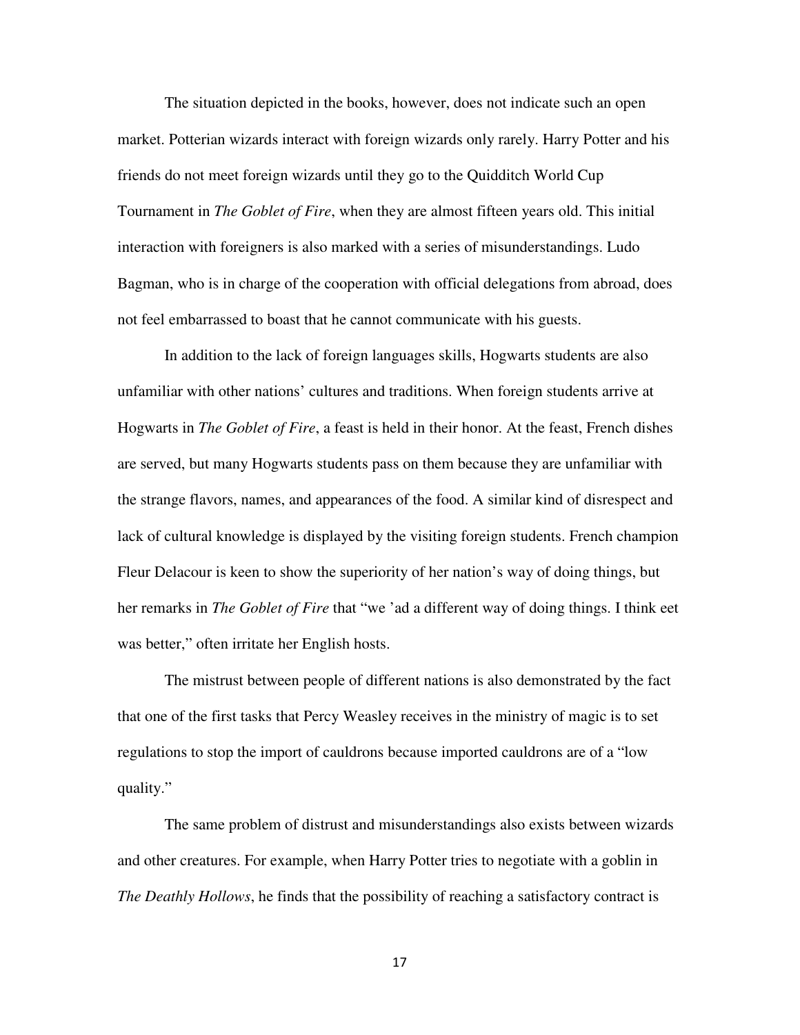The situation depicted in the books, however, does not indicate such an open market. Potterian wizards interact with foreign wizards only rarely. Harry Potter and his friends do not meet foreign wizards until they go to the Quidditch World Cup Tournament in *The Goblet of Fire*, when they are almost fifteen years old. This initial interaction with foreigners is also marked with a series of misunderstandings. Ludo Bagman, who is in charge of the cooperation with official delegations from abroad, does not feel embarrassed to boast that he cannot communicate with his guests.

In addition to the lack of foreign languages skills, Hogwarts students are also unfamiliar with other nations' cultures and traditions. When foreign students arrive at Hogwarts in *The Goblet of Fire*, a feast is held in their honor. At the feast, French dishes are served, but many Hogwarts students pass on them because they are unfamiliar with the strange flavors, names, and appearances of the food. A similar kind of disrespect and lack of cultural knowledge is displayed by the visiting foreign students. French champion Fleur Delacour is keen to show the superiority of her nation's way of doing things, but her remarks in *The Goblet of Fire* that "we 'ad a different way of doing things. I think eet was better," often irritate her English hosts.

The mistrust between people of different nations is also demonstrated by the fact that one of the first tasks that Percy Weasley receives in the ministry of magic is to set regulations to stop the import of cauldrons because imported cauldrons are of a "low quality."

The same problem of distrust and misunderstandings also exists between wizards and other creatures. For example, when Harry Potter tries to negotiate with a goblin in *The Deathly Hollows*, he finds that the possibility of reaching a satisfactory contract is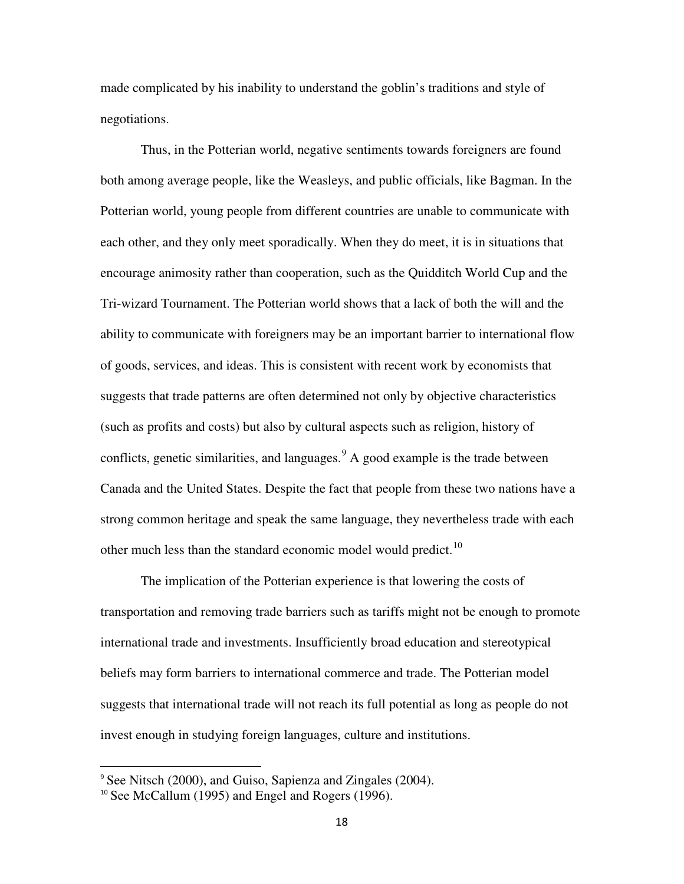made complicated by his inability to understand the goblin's traditions and style of negotiations.

Thus, in the Potterian world, negative sentiments towards foreigners are found both among average people, like the Weasleys, and public officials, like Bagman. In the Potterian world, young people from different countries are unable to communicate with each other, and they only meet sporadically. When they do meet, it is in situations that encourage animosity rather than cooperation, such as the Quidditch World Cup and the Tri-wizard Tournament. The Potterian world shows that a lack of both the will and the ability to communicate with foreigners may be an important barrier to international flow of goods, services, and ideas. This is consistent with recent work by economists that suggests that trade patterns are often determined not only by objective characteristics (such as profits and costs) but also by cultural aspects such as religion, history of conflicts, genetic similarities, and languages.[9] A good example is the trade between Canada and the United States. Despite the fact that people from these two nations have a strong common heritage and speak the same language, they nevertheless trade with each other much less than the standard economic model would predict.[10]

The implication of the Potterian experience is that lowering the costs of transportation and removing trade barriers such as tariffs might not be enough to promote international trade and investments. Insufficiently broad education and stereotypical beliefs may form barriers to international commerce and trade. The Potterian model suggests that international trade will not reach its full potential as long as people do not invest enough in studying foreign languages, culture and institutions.

---

[9] See Nitsch (2000), and Guiso, Sapienza and Zingales (2004).

[10] See McCallum (1995) and Engel and Rogers (1996).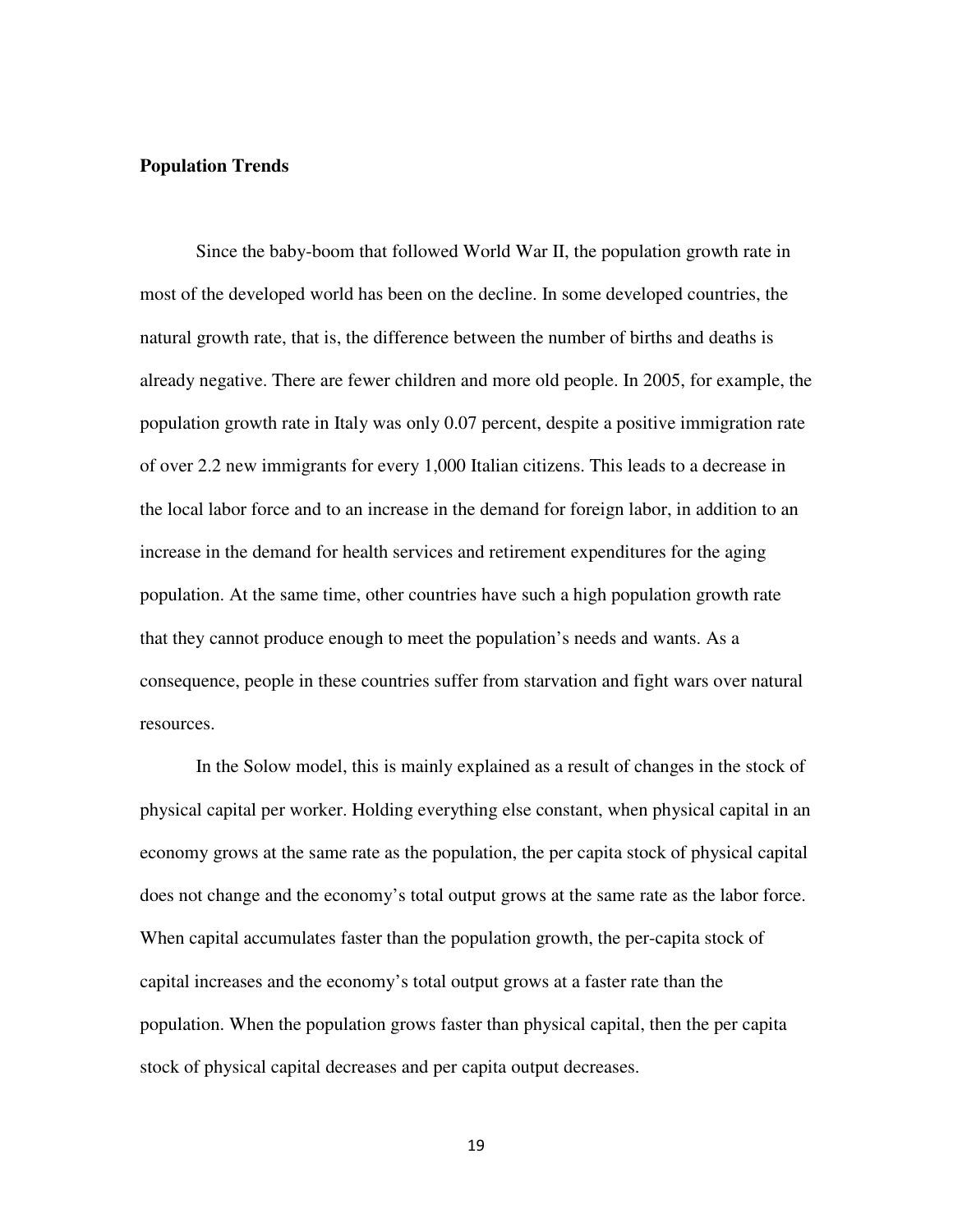**Population Trends**

Since the baby-boom that followed World War II, the population growth rate in most of the developed world has been on the decline. In some developed countries, the natural growth rate, that is, the difference between the number of births and deaths is already negative. There are fewer children and more old people. In 2005, for example, the population growth rate in Italy was only 0.07 percent, despite a positive immigration rate of over 2.2 new immigrants for every 1,000 Italian citizens. This leads to a decrease in the local labor force and to an increase in the demand for foreign labor, in addition to an increase in the demand for health services and retirement expenditures for the aging population. At the same time, other countries have such a high population growth rate that they cannot produce enough to meet the population's needs and wants. As a consequence, people in these countries suffer from starvation and fight wars over natural resources.

In the Solow model, this is mainly explained as a result of changes in the stock of physical capital per worker. Holding everything else constant, when physical capital in an economy grows at the same rate as the population, the per capita stock of physical capital does not change and the economy's total output grows at the same rate as the labor force. When capital accumulates faster than the population growth, the per-capita stock of capital increases and the economy's total output grows at a faster rate than the population. When the population grows faster than physical capital, then the per capita stock of physical capital decreases and per capita output decreases.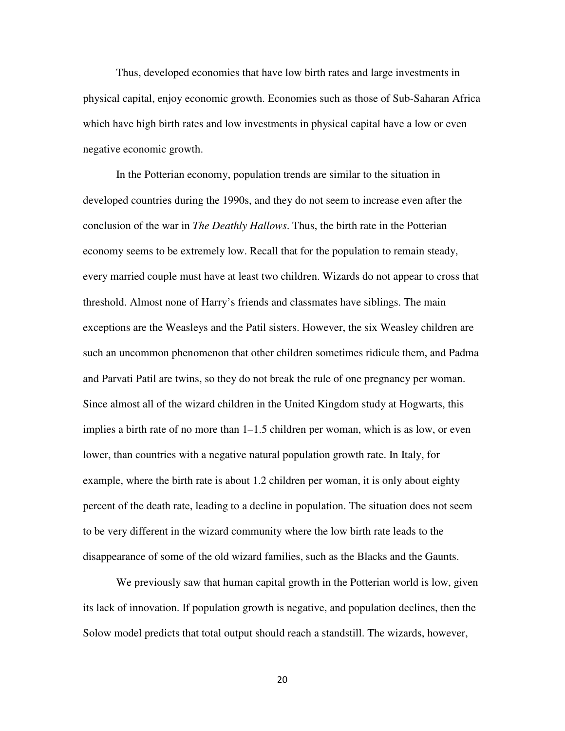Thus, developed economies that have low birth rates and large investments in physical capital, enjoy economic growth. Economies such as those of Sub-Saharan Africa which have high birth rates and low investments in physical capital have a low or even negative economic growth.

In the Potterian economy, population trends are similar to the situation in developed countries during the 1990s, and they do not seem to increase even after the conclusion of the war in *The Deathly Hallows*. Thus, the birth rate in the Potterian economy seems to be extremely low. Recall that for the population to remain steady, every married couple must have at least two children. Wizards do not appear to cross that threshold. Almost none of Harry's friends and classmates have siblings. The main exceptions are the Weasleys and the Patil sisters. However, the six Weasley children are such an uncommon phenomenon that other children sometimes ridicule them, and Padma and Parvati Patil are twins, so they do not break the rule of one pregnancy per woman. Since almost all of the wizard children in the United Kingdom study at Hogwarts, this implies a birth rate of no more than 1–1.5 children per woman, which is as low, or even lower, than countries with a negative natural population growth rate. In Italy, for example, where the birth rate is about 1.2 children per woman, it is only about eighty percent of the death rate, leading to a decline in population. The situation does not seem to be very different in the wizard community where the low birth rate leads to the disappearance of some of the old wizard families, such as the Blacks and the Gaunts.

We previously saw that human capital growth in the Potterian world is low, given its lack of innovation. If population growth is negative, and population declines, then the Solow model predicts that total output should reach a standstill. The wizards, however,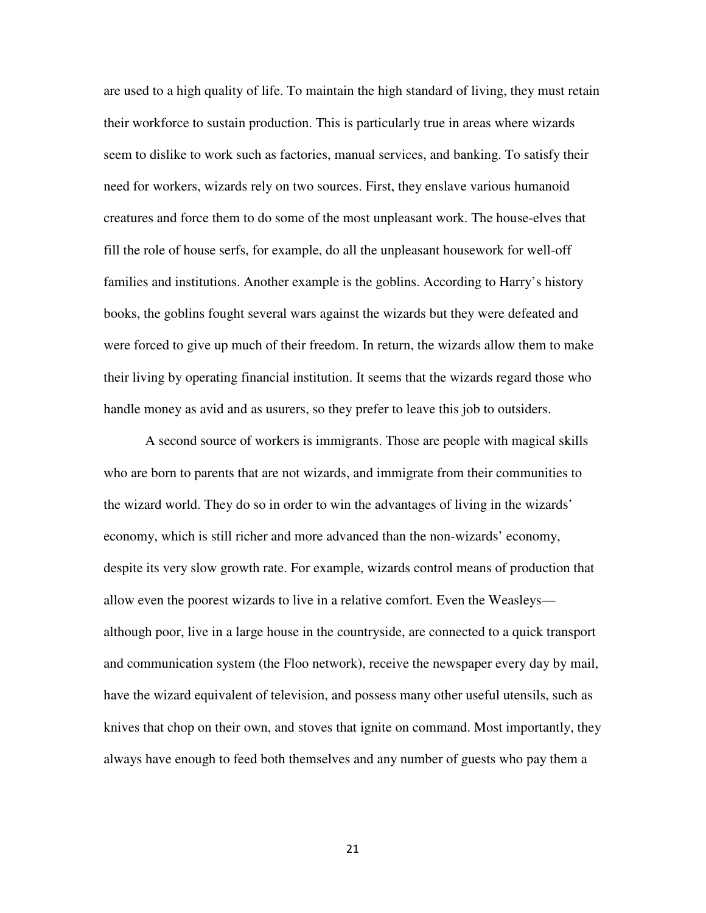are used to a high quality of life. To maintain the high standard of living, they must retain their workforce to sustain production. This is particularly true in areas where wizards seem to dislike to work such as factories, manual services, and banking. To satisfy their need for workers, wizards rely on two sources. First, they enslave various humanoid creatures and force them to do some of the most unpleasant work. The house-elves that fill the role of house serfs, for example, do all the unpleasant housework for well-off families and institutions. Another example is the goblins. According to Harry's history books, the goblins fought several wars against the wizards but they were defeated and were forced to give up much of their freedom. In return, the wizards allow them to make their living by operating financial institution. It seems that the wizards regard those who handle money as avid and as usurers, so they prefer to leave this job to outsiders.

A second source of workers is immigrants. Those are people with magical skills who are born to parents that are not wizards, and immigrate from their communities to the wizard world. They do so in order to win the advantages of living in the wizards' economy, which is still richer and more advanced than the non-wizards' economy, despite its very slow growth rate. For example, wizards control means of production that allow even the poorest wizards to live in a relative comfort. Even the Weasleys—although poor, live in a large house in the countryside, are connected to a quick transport and communication system (the Floo network), receive the newspaper every day by mail, have the wizard equivalent of television, and possess many other useful utensils, such as knives that chop on their own, and stoves that ignite on command. Most importantly, they always have enough to feed both themselves and any number of guests who pay them a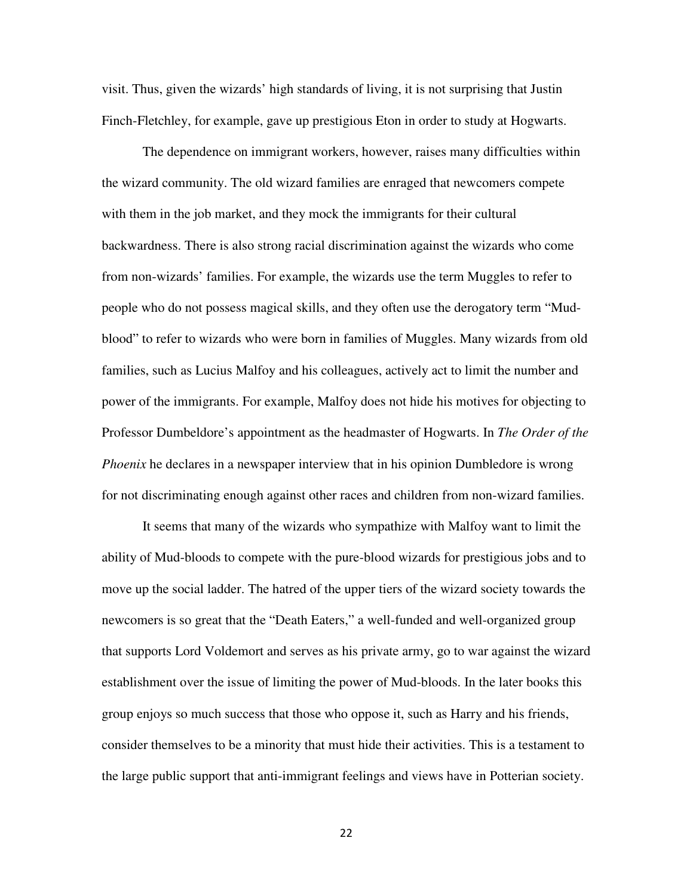visit. Thus, given the wizards' high standards of living, it is not surprising that Justin Finch-Fletchley, for example, gave up prestigious Eton in order to study at Hogwarts.

The dependence on immigrant workers, however, raises many difficulties within the wizard community. The old wizard families are enraged that newcomers compete with them in the job market, and they mock the immigrants for their cultural backwardness. There is also strong racial discrimination against the wizards who come from non-wizards' families. For example, the wizards use the term Muggles to refer to people who do not possess magical skills, and they often use the derogatory term "Mud-blood" to refer to wizards who were born in families of Muggles. Many wizards from old families, such as Lucius Malfoy and his colleagues, actively act to limit the number and power of the immigrants. For example, Malfoy does not hide his motives for objecting to Professor Dumbeldore's appointment as the headmaster of Hogwarts. In *The Order of the Phoenix* he declares in a newspaper interview that in his opinion Dumbledore is wrong for not discriminating enough against other races and children from non-wizard families.

It seems that many of the wizards who sympathize with Malfoy want to limit the ability of Mud-bloods to compete with the pure-blood wizards for prestigious jobs and to move up the social ladder. The hatred of the upper tiers of the wizard society towards the newcomers is so great that the "Death Eaters," a well-funded and well-organized group that supports Lord Voldemort and serves as his private army, go to war against the wizard establishment over the issue of limiting the power of Mud-bloods. In the later books this group enjoys so much success that those who oppose it, such as Harry and his friends, consider themselves to be a minority that must hide their activities. This is a testament to the large public support that anti-immigrant feelings and views have in Potterian society.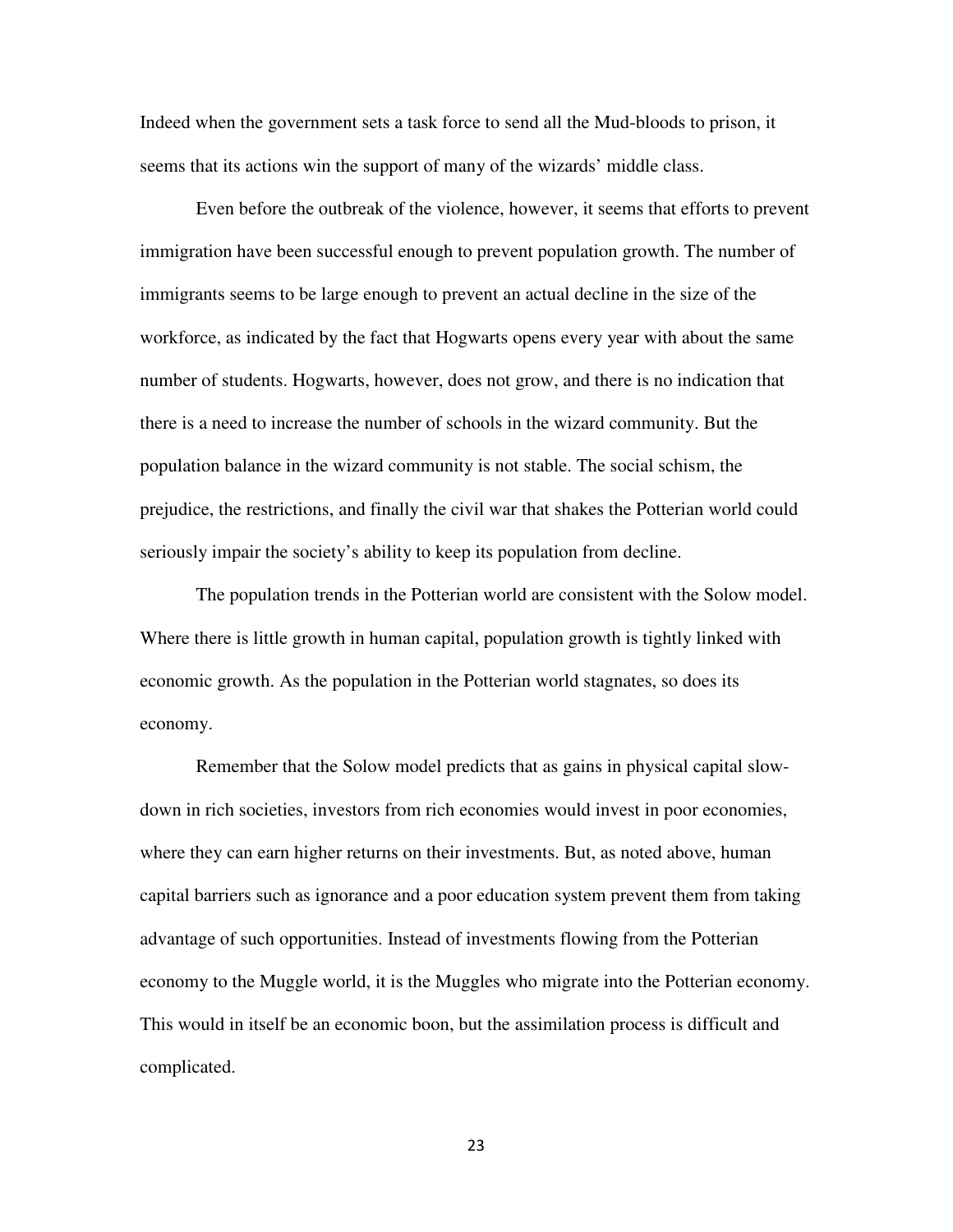Indeed when the government sets a task force to send all the Mud-bloods to prison, it seems that its actions win the support of many of the wizards' middle class.

Even before the outbreak of the violence, however, it seems that efforts to prevent immigration have been successful enough to prevent population growth. The number of immigrants seems to be large enough to prevent an actual decline in the size of the workforce, as indicated by the fact that Hogwarts opens every year with about the same number of students. Hogwarts, however, does not grow, and there is no indication that there is a need to increase the number of schools in the wizard community. But the population balance in the wizard community is not stable. The social schism, the prejudice, the restrictions, and finally the civil war that shakes the Potterian world could seriously impair the society's ability to keep its population from decline.

The population trends in the Potterian world are consistent with the Solow model. Where there is little growth in human capital, population growth is tightly linked with economic growth. As the population in the Potterian world stagnates, so does its economy.

Remember that the Solow model predicts that as gains in physical capital slow-down in rich societies, investors from rich economies would invest in poor economies, where they can earn higher returns on their investments. But, as noted above, human capital barriers such as ignorance and a poor education system prevent them from taking advantage of such opportunities. Instead of investments flowing from the Potterian economy to the Muggle world, it is the Muggles who migrate into the Potterian economy. This would in itself be an economic boon, but the assimilation process is difficult and complicated.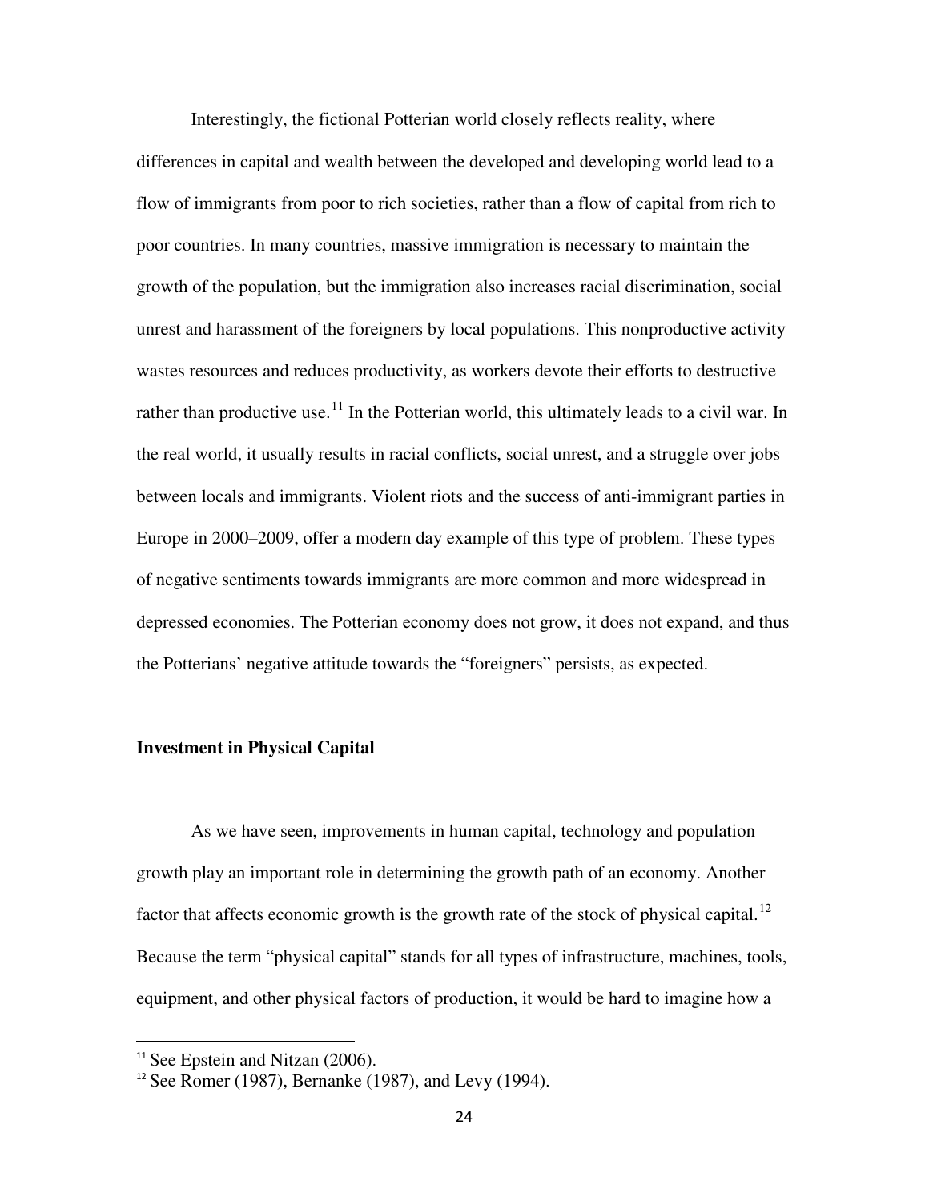Interestingly, the fictional Potterian world closely reflects reality, where differences in capital and wealth between the developed and developing world lead to a flow of immigrants from poor to rich societies, rather than a flow of capital from rich to poor countries. In many countries, massive immigration is necessary to maintain the growth of the population, but the immigration also increases racial discrimination, social unrest and harassment of the foreigners by local populations. This nonproductive activity wastes resources and reduces productivity, as workers devote their efforts to destructive rather than productive use.[11] In the Potterian world, this ultimately leads to a civil war. In the real world, it usually results in racial conflicts, social unrest, and a struggle over jobs between locals and immigrants. Violent riots and the success of anti-immigrant parties in Europe in 2000–2009, offer a modern day example of this type of problem. These types of negative sentiments towards immigrants are more common and more widespread in depressed economies. The Potterian economy does not grow, it does not expand, and thus the Potterians' negative attitude towards the "foreigners" persists, as expected.

**Investment in Physical Capital**

As we have seen, improvements in human capital, technology and population growth play an important role in determining the growth path of an economy. Another factor that affects economic growth is the growth rate of the stock of physical capital.[12] Because the term "physical capital" stands for all types of infrastructure, machines, tools, equipment, and other physical factors of production, it would be hard to imagine how a

[11] See Epstein and Nitzan (2006).

[12] See Romer (1987), Bernanke (1987), and Levy (1994).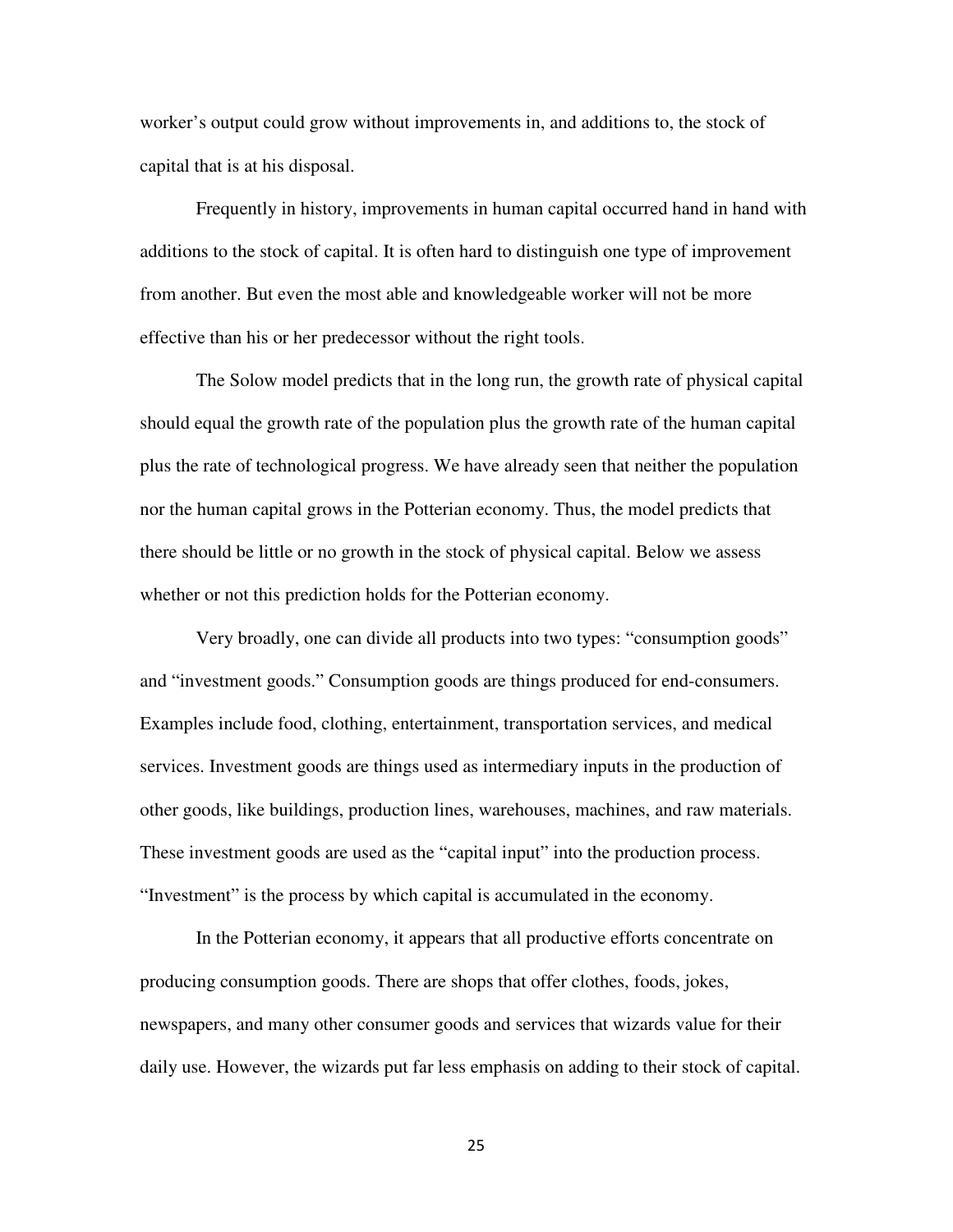worker's output could grow without improvements in, and additions to, the stock of capital that is at his disposal.

Frequently in history, improvements in human capital occurred hand in hand with additions to the stock of capital. It is often hard to distinguish one type of improvement from another. But even the most able and knowledgeable worker will not be more effective than his or her predecessor without the right tools.

The Solow model predicts that in the long run, the growth rate of physical capital should equal the growth rate of the population plus the growth rate of the human capital plus the rate of technological progress. We have already seen that neither the population nor the human capital grows in the Potterian economy. Thus, the model predicts that there should be little or no growth in the stock of physical capital. Below we assess whether or not this prediction holds for the Potterian economy.

Very broadly, one can divide all products into two types: "consumption goods" and "investment goods." Consumption goods are things produced for end-consumers. Examples include food, clothing, entertainment, transportation services, and medical services. Investment goods are things used as intermediary inputs in the production of other goods, like buildings, production lines, warehouses, machines, and raw materials. These investment goods are used as the "capital input" into the production process. "Investment" is the process by which capital is accumulated in the economy.

In the Potterian economy, it appears that all productive efforts concentrate on producing consumption goods. There are shops that offer clothes, foods, jokes, newspapers, and many other consumer goods and services that wizards value for their daily use. However, the wizards put far less emphasis on adding to their stock of capital.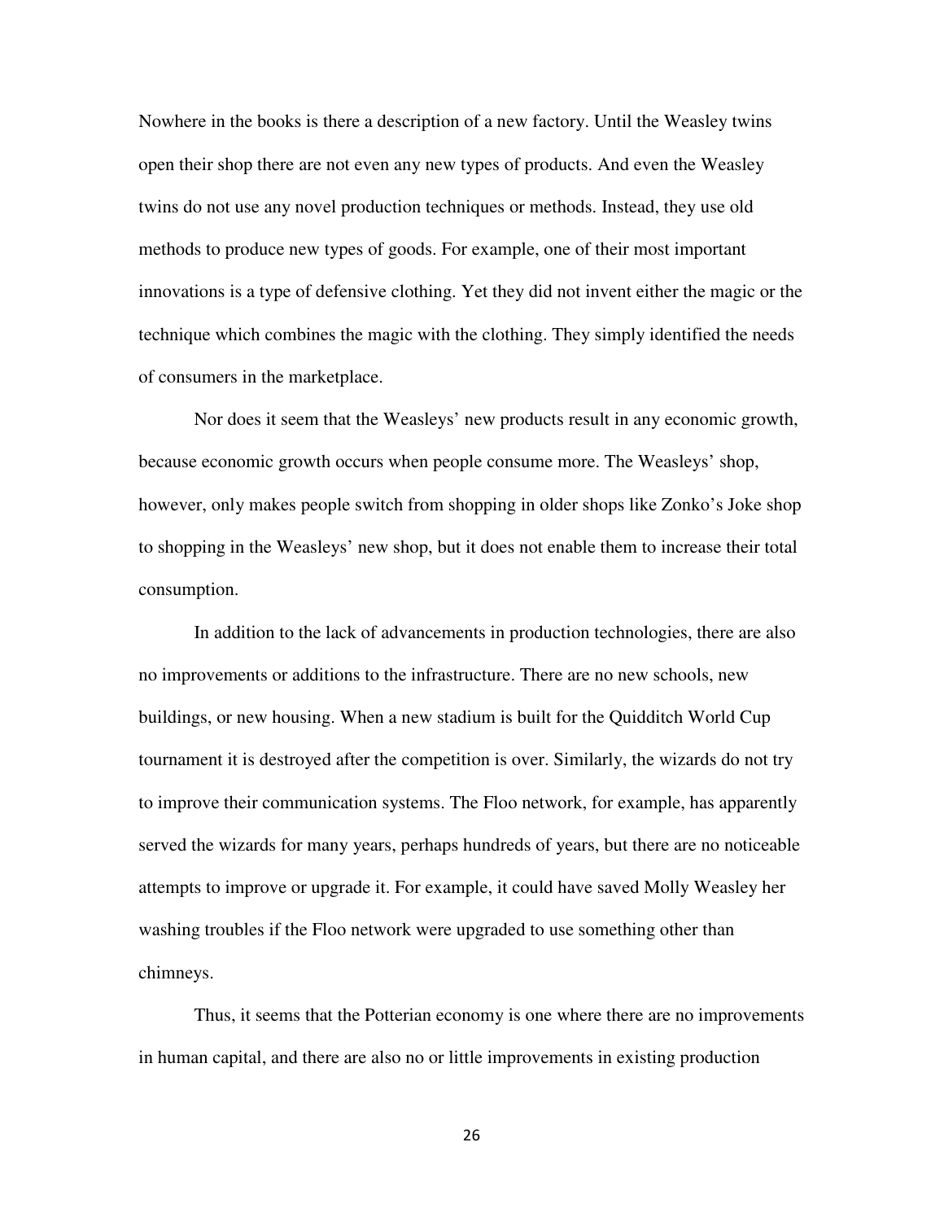Nowhere in the books is there a description of a new factory. Until the Weasley twins open their shop there are not even any new types of products. And even the Weasley twins do not use any novel production techniques or methods. Instead, they use old methods to produce new types of goods. For example, one of their most important innovations is a type of defensive clothing. Yet they did not invent either the magic or the technique which combines the magic with the clothing. They simply identified the needs of consumers in the marketplace.

Nor does it seem that the Weasleys' new products result in any economic growth, because economic growth occurs when people consume more. The Weasleys' shop, however, only makes people switch from shopping in older shops like Zonko's Joke shop to shopping in the Weasleys' new shop, but it does not enable them to increase their total consumption.

In addition to the lack of advancements in production technologies, there are also no improvements or additions to the infrastructure. There are no new schools, new buildings, or new housing. When a new stadium is built for the Quidditch World Cup tournament it is destroyed after the competition is over. Similarly, the wizards do not try to improve their communication systems. The Floo network, for example, has apparently served the wizards for many years, perhaps hundreds of years, but there are no noticeable attempts to improve or upgrade it. For example, it could have saved Molly Weasley her washing troubles if the Floo network were upgraded to use something other than chimneys.

Thus, it seems that the Potterian economy is one where there are no improvements in human capital, and there are also no or little improvements in existing production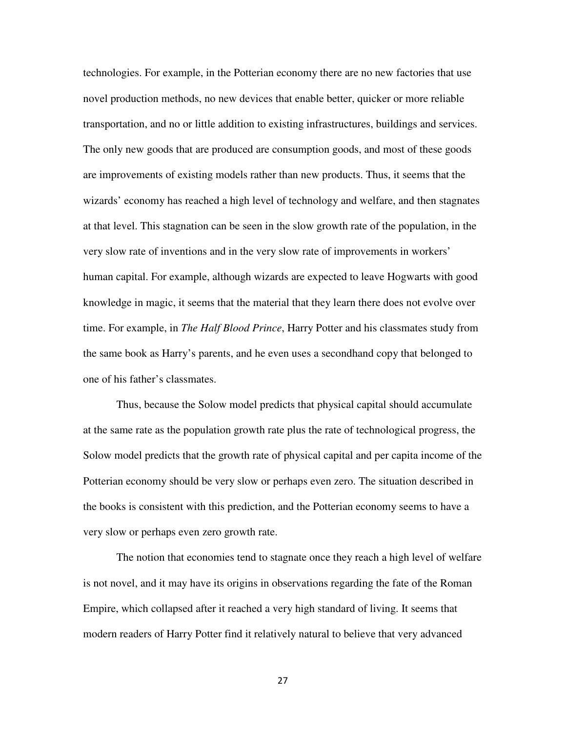technologies. For example, in the Potterian economy there are no new factories that use novel production methods, no new devices that enable better, quicker or more reliable transportation, and no or little addition to existing infrastructures, buildings and services. The only new goods that are produced are consumption goods, and most of these goods are improvements of existing models rather than new products. Thus, it seems that the wizards' economy has reached a high level of technology and welfare, and then stagnates at that level. This stagnation can be seen in the slow growth rate of the population, in the very slow rate of inventions and in the very slow rate of improvements in workers' human capital. For example, although wizards are expected to leave Hogwarts with good knowledge in magic, it seems that the material that they learn there does not evolve over time. For example, in *The Half Blood Prince*, Harry Potter and his classmates study from the same book as Harry's parents, and he even uses a secondhand copy that belonged to one of his father's classmates.

Thus, because the Solow model predicts that physical capital should accumulate at the same rate as the population growth rate plus the rate of technological progress, the Solow model predicts that the growth rate of physical capital and per capita income of the Potterian economy should be very slow or perhaps even zero. The situation described in the books is consistent with this prediction, and the Potterian economy seems to have a very slow or perhaps even zero growth rate.

The notion that economies tend to stagnate once they reach a high level of welfare is not novel, and it may have its origins in observations regarding the fate of the Roman Empire, which collapsed after it reached a very high standard of living. It seems that modern readers of Harry Potter find it relatively natural to believe that very advanced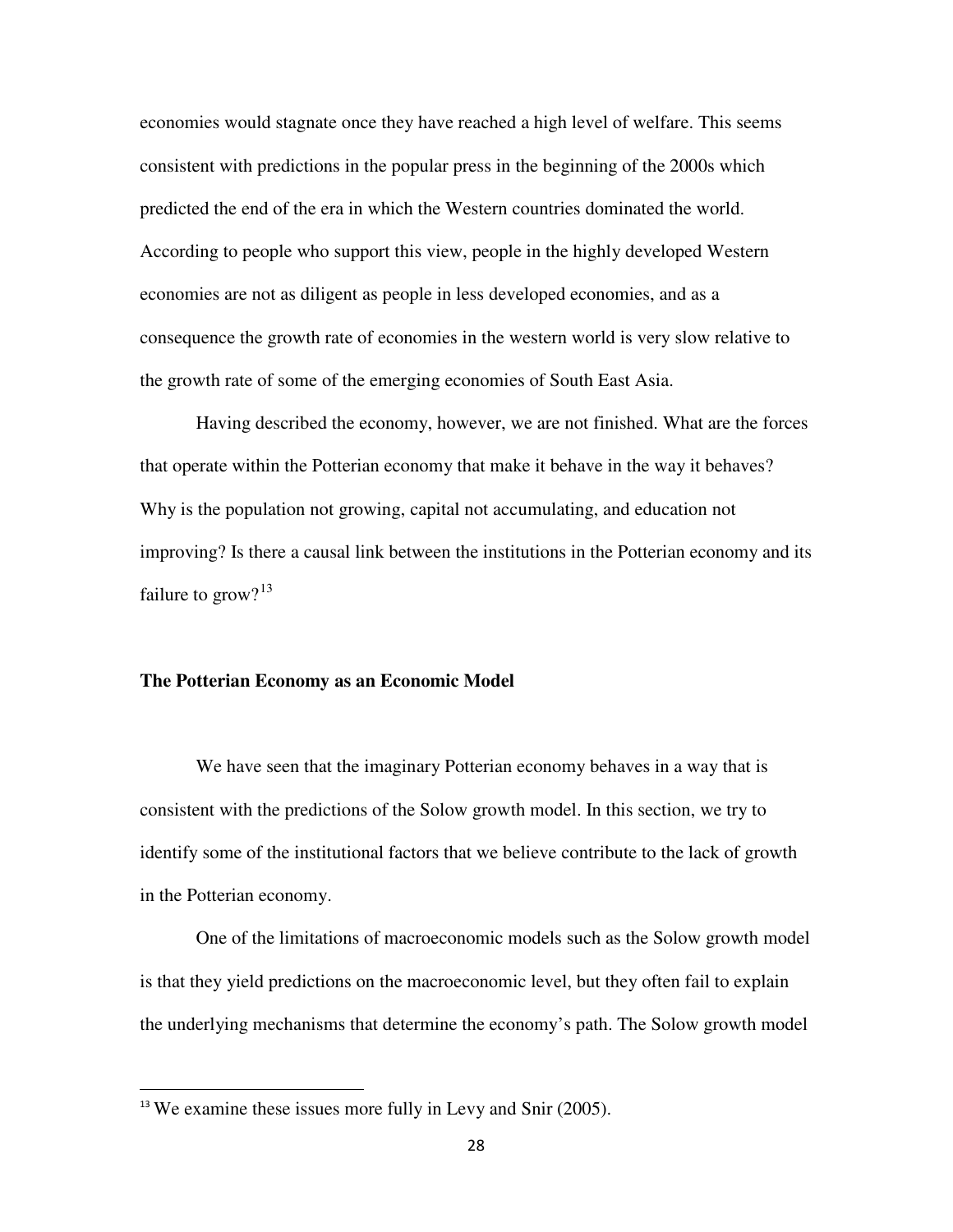economies would stagnate once they have reached a high level of welfare. This seems consistent with predictions in the popular press in the beginning of the 2000s which predicted the end of the era in which the Western countries dominated the world. According to people who support this view, people in the highly developed Western economies are not as diligent as people in less developed economies, and as a consequence the growth rate of economies in the western world is very slow relative to the growth rate of some of the emerging economies of South East Asia.

Having described the economy, however, we are not finished. What are the forces that operate within the Potterian economy that make it behave in the way it behaves? Why is the population not growing, capital not accumulating, and education not improving? Is there a causal link between the institutions in the Potterian economy and its failure to grow?[13]

### The Potterian Economy as an Economic Model

We have seen that the imaginary Potterian economy behaves in a way that is consistent with the predictions of the Solow growth model. In this section, we try to identify some of the institutional factors that we believe contribute to the lack of growth in the Potterian economy.

One of the limitations of macroeconomic models such as the Solow growth model is that they yield predictions on the macroeconomic level, but they often fail to explain the underlying mechanisms that determine the economy's path. The Solow growth model

---

[13] We examine these issues more fully in Levy and Snir (2005).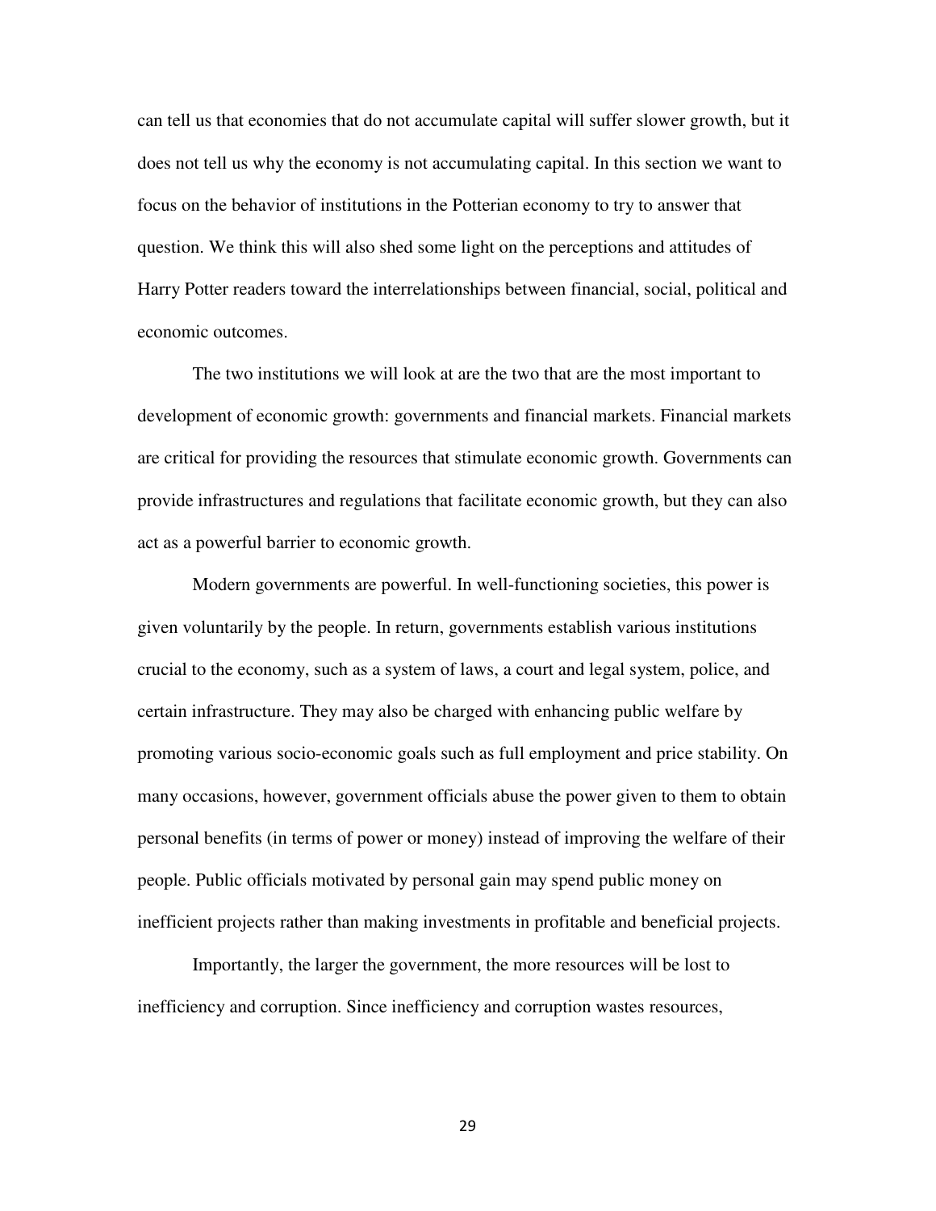can tell us that economies that do not accumulate capital will suffer slower growth, but it does not tell us why the economy is not accumulating capital. In this section we want to focus on the behavior of institutions in the Potterian economy to try to answer that question. We think this will also shed some light on the perceptions and attitudes of Harry Potter readers toward the interrelationships between financial, social, political and economic outcomes.

The two institutions we will look at are the two that are the most important to development of economic growth: governments and financial markets. Financial markets are critical for providing the resources that stimulate economic growth. Governments can provide infrastructures and regulations that facilitate economic growth, but they can also act as a powerful barrier to economic growth.

Modern governments are powerful. In well-functioning societies, this power is given voluntarily by the people. In return, governments establish various institutions crucial to the economy, such as a system of laws, a court and legal system, police, and certain infrastructure. They may also be charged with enhancing public welfare by promoting various socio-economic goals such as full employment and price stability. On many occasions, however, government officials abuse the power given to them to obtain personal benefits (in terms of power or money) instead of improving the welfare of their people. Public officials motivated by personal gain may spend public money on inefficient projects rather than making investments in profitable and beneficial projects.

Importantly, the larger the government, the more resources will be lost to inefficiency and corruption. Since inefficiency and corruption wastes resources,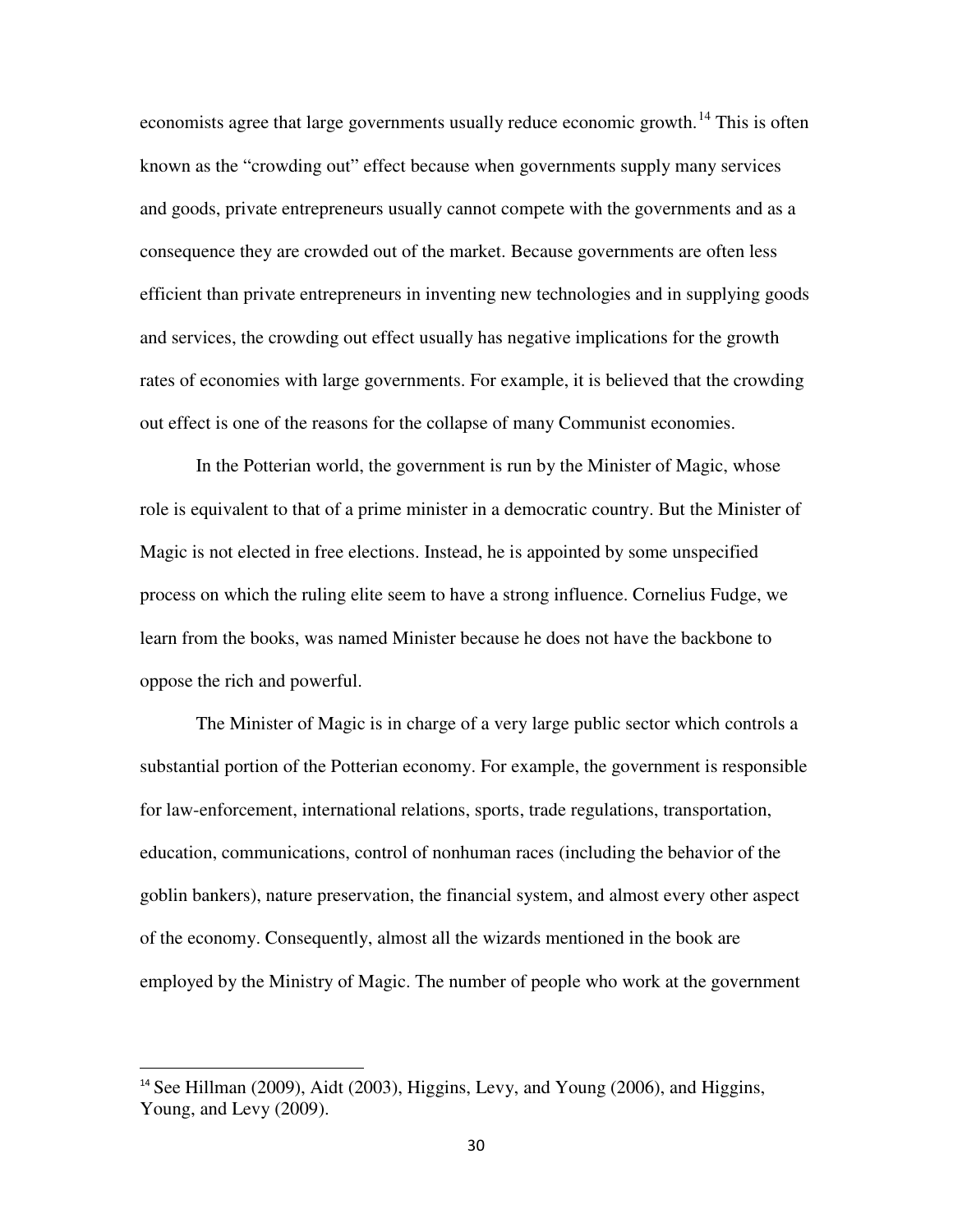economists agree that large governments usually reduce economic growth.[14] This is often known as the "crowding out" effect because when governments supply many services and goods, private entrepreneurs usually cannot compete with the governments and as a consequence they are crowded out of the market. Because governments are often less efficient than private entrepreneurs in inventing new technologies and in supplying goods and services, the crowding out effect usually has negative implications for the growth rates of economies with large governments. For example, it is believed that the crowding out effect is one of the reasons for the collapse of many Communist economies.

In the Potterian world, the government is run by the Minister of Magic, whose role is equivalent to that of a prime minister in a democratic country. But the Minister of Magic is not elected in free elections. Instead, he is appointed by some unspecified process on which the ruling elite seem to have a strong influence. Cornelius Fudge, we learn from the books, was named Minister because he does not have the backbone to oppose the rich and powerful.

The Minister of Magic is in charge of a very large public sector which controls a substantial portion of the Potterian economy. For example, the government is responsible for law-enforcement, international relations, sports, trade regulations, transportation, education, communications, control of nonhuman races (including the behavior of the goblin bankers), nature preservation, the financial system, and almost every other aspect of the economy. Consequently, almost all the wizards mentioned in the book are employed by the Ministry of Magic. The number of people who work at the government

---

[14] See Hillman (2009), Aidt (2003), Higgins, Levy, and Young (2006), and Higgins, Young, and Levy (2009).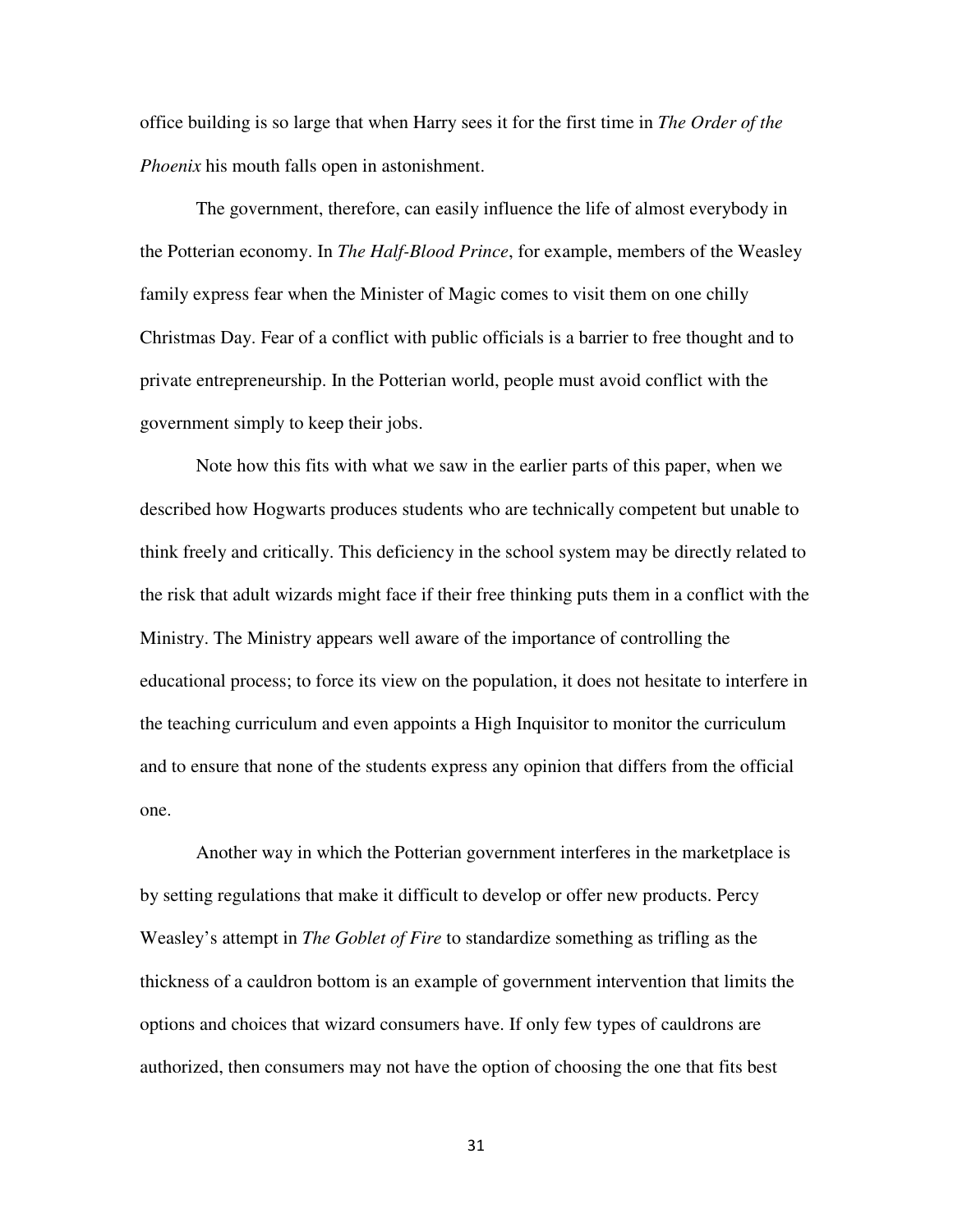office building is so large that when Harry sees it for the first time in *The Order of the Phoenix* his mouth falls open in astonishment.

The government, therefore, can easily influence the life of almost everybody in the Potterian economy. In *The Half-Blood Prince*, for example, members of the Weasley family express fear when the Minister of Magic comes to visit them on one chilly Christmas Day. Fear of a conflict with public officials is a barrier to free thought and to private entrepreneurship. In the Potterian world, people must avoid conflict with the government simply to keep their jobs.

Note how this fits with what we saw in the earlier parts of this paper, when we described how Hogwarts produces students who are technically competent but unable to think freely and critically. This deficiency in the school system may be directly related to the risk that adult wizards might face if their free thinking puts them in a conflict with the Ministry. The Ministry appears well aware of the importance of controlling the educational process; to force its view on the population, it does not hesitate to interfere in the teaching curriculum and even appoints a High Inquisitor to monitor the curriculum and to ensure that none of the students express any opinion that differs from the official one.

Another way in which the Potterian government interferes in the marketplace is by setting regulations that make it difficult to develop or offer new products. Percy Weasley's attempt in *The Goblet of Fire* to standardize something as trifling as the thickness of a cauldron bottom is an example of government intervention that limits the options and choices that wizard consumers have. If only few types of cauldrons are authorized, then consumers may not have the option of choosing the one that fits best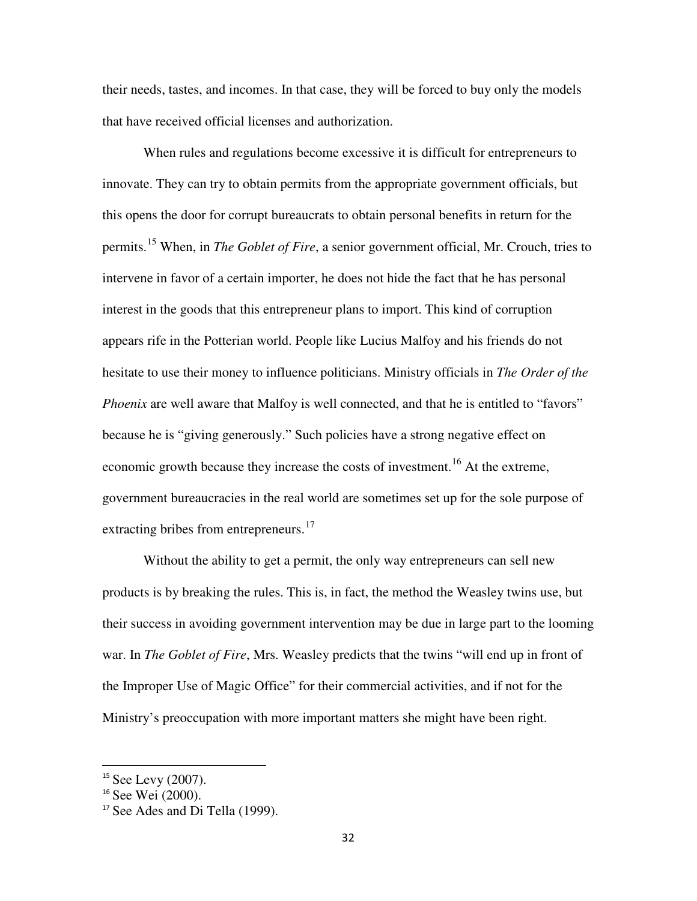their needs, tastes, and incomes. In that case, they will be forced to buy only the models that have received official licenses and authorization.

When rules and regulations become excessive it is difficult for entrepreneurs to innovate. They can try to obtain permits from the appropriate government officials, but this opens the door for corrupt bureaucrats to obtain personal benefits in return for the permits.[15] When, in *The Goblet of Fire*, a senior government official, Mr. Crouch, tries to intervene in favor of a certain importer, he does not hide the fact that he has personal interest in the goods that this entrepreneur plans to import. This kind of corruption appears rife in the Potterian world. People like Lucius Malfoy and his friends do not hesitate to use their money to influence politicians. Ministry officials in *The Order of the Phoenix* are well aware that Malfoy is well connected, and that he is entitled to "favors" because he is "giving generously." Such policies have a strong negative effect on economic growth because they increase the costs of investment.[16] At the extreme, government bureaucracies in the real world are sometimes set up for the sole purpose of extracting bribes from entrepreneurs.[17]

Without the ability to get a permit, the only way entrepreneurs can sell new products is by breaking the rules. This is, in fact, the method the Weasley twins use, but their success in avoiding government intervention may be due in large part to the looming war. In *The Goblet of Fire*, Mrs. Weasley predicts that the twins "will end up in front of the Improper Use of Magic Office" for their commercial activities, and if not for the Ministry's preoccupation with more important matters she might have been right.

---

[15] See Levy (2007).

[16] See Wei (2000).

[17] See Ades and Di Tella (1999).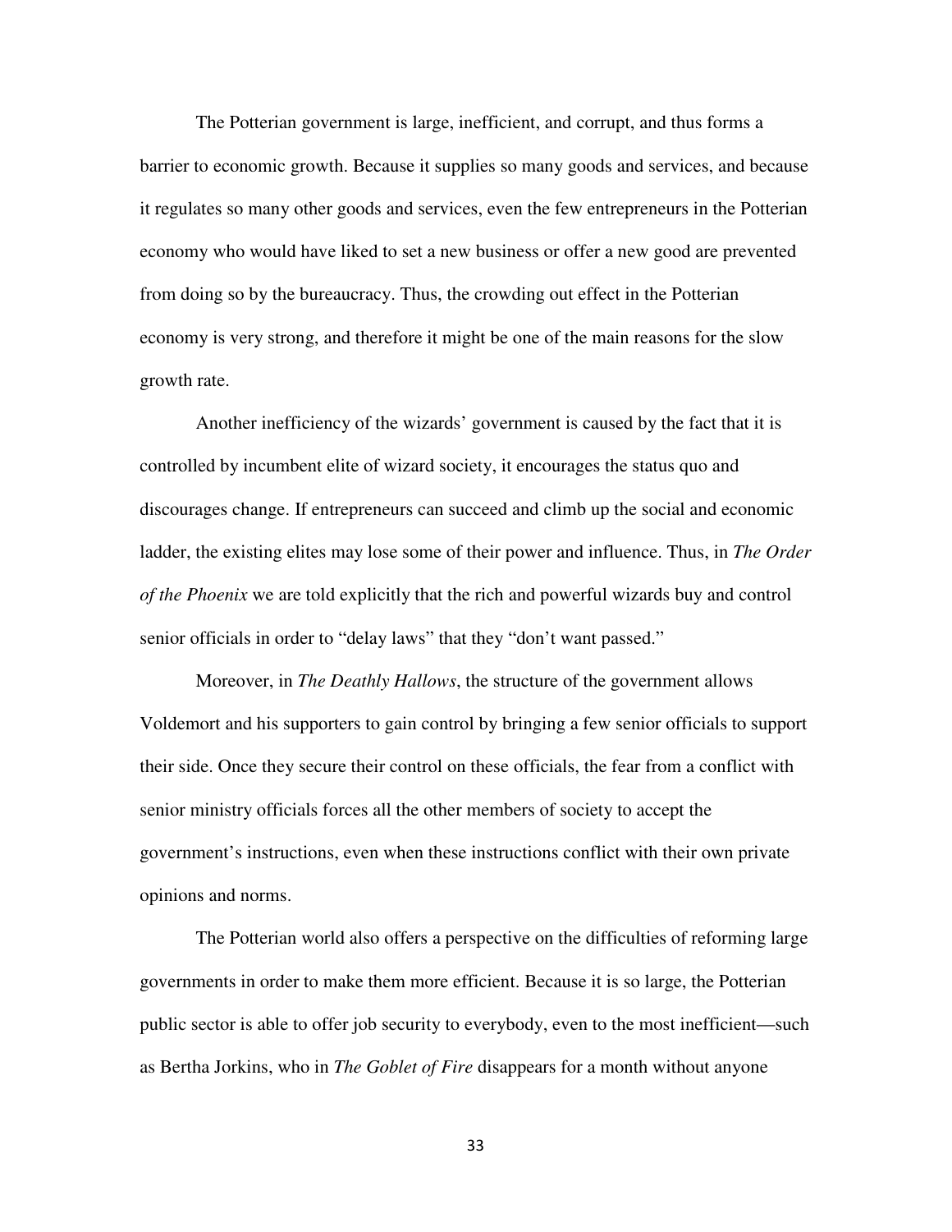The Potterian government is large, inefficient, and corrupt, and thus forms a barrier to economic growth. Because it supplies so many goods and services, and because it regulates so many other goods and services, even the few entrepreneurs in the Potterian economy who would have liked to set a new business or offer a new good are prevented from doing so by the bureaucracy. Thus, the crowding out effect in the Potterian economy is very strong, and therefore it might be one of the main reasons for the slow growth rate.

Another inefficiency of the wizards' government is caused by the fact that it is controlled by incumbent elite of wizard society, it encourages the status quo and discourages change. If entrepreneurs can succeed and climb up the social and economic ladder, the existing elites may lose some of their power and influence. Thus, in *The Order of the Phoenix* we are told explicitly that the rich and powerful wizards buy and control senior officials in order to "delay laws" that they "don't want passed."

Moreover, in *The Deathly Hallows*, the structure of the government allows Voldemort and his supporters to gain control by bringing a few senior officials to support their side. Once they secure their control on these officials, the fear from a conflict with senior ministry officials forces all the other members of society to accept the government's instructions, even when these instructions conflict with their own private opinions and norms.

The Potterian world also offers a perspective on the difficulties of reforming large governments in order to make them more efficient. Because it is so large, the Potterian public sector is able to offer job security to everybody, even to the most inefficient—such as Bertha Jorkins, who in *The Goblet of Fire* disappears for a month without anyone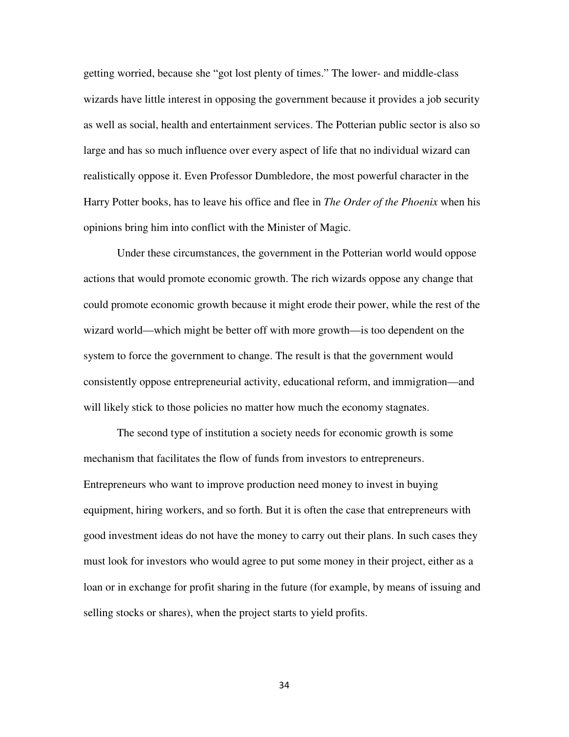getting worried, because she "got lost plenty of times." The lower- and middle-class wizards have little interest in opposing the government because it provides a job security as well as social, health and entertainment services. The Potterian public sector is also so large and has so much influence over every aspect of life that no individual wizard can realistically oppose it. Even Professor Dumbledore, the most powerful character in the Harry Potter books, has to leave his office and flee in *The Order of the Phoenix* when his opinions bring him into conflict with the Minister of Magic.

Under these circumstances, the government in the Potterian world would oppose actions that would promote economic growth. The rich wizards oppose any change that could promote economic growth because it might erode their power, while the rest of the wizard world—which might be better off with more growth—is too dependent on the system to force the government to change. The result is that the government would consistently oppose entrepreneurial activity, educational reform, and immigration—and will likely stick to those policies no matter how much the economy stagnates.

The second type of institution a society needs for economic growth is some mechanism that facilitates the flow of funds from investors to entrepreneurs. Entrepreneurs who want to improve production need money to invest in buying equipment, hiring workers, and so forth. But it is often the case that entrepreneurs with good investment ideas do not have the money to carry out their plans. In such cases they must look for investors who would agree to put some money in their project, either as a loan or in exchange for profit sharing in the future (for example, by means of issuing and selling stocks or shares), when the project starts to yield profits.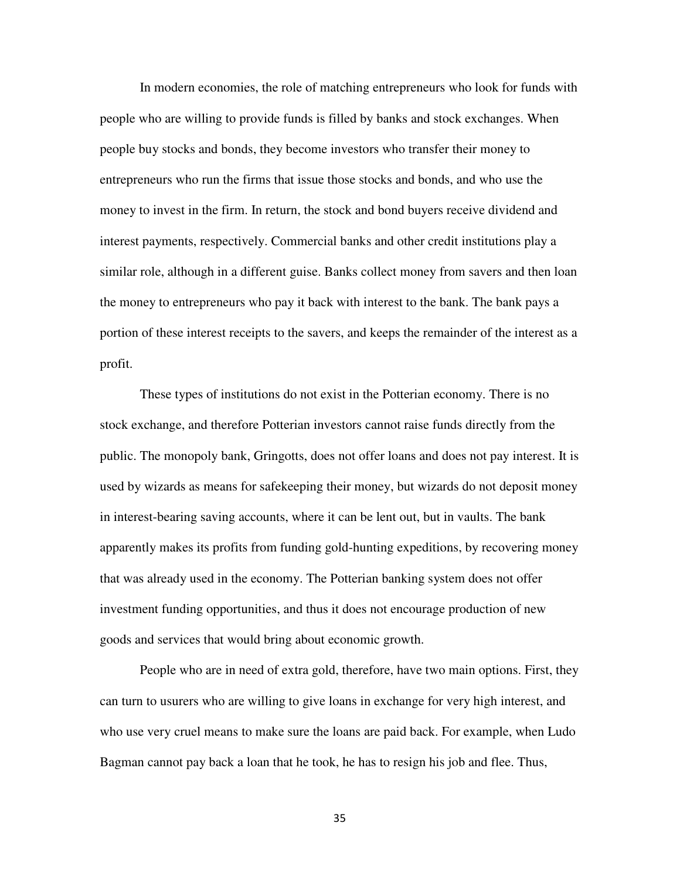In modern economies, the role of matching entrepreneurs who look for funds with people who are willing to provide funds is filled by banks and stock exchanges. When people buy stocks and bonds, they become investors who transfer their money to entrepreneurs who run the firms that issue those stocks and bonds, and who use the money to invest in the firm. In return, the stock and bond buyers receive dividend and interest payments, respectively. Commercial banks and other credit institutions play a similar role, although in a different guise. Banks collect money from savers and then loan the money to entrepreneurs who pay it back with interest to the bank. The bank pays a portion of these interest receipts to the savers, and keeps the remainder of the interest as a profit.

These types of institutions do not exist in the Potterian economy. There is no stock exchange, and therefore Potterian investors cannot raise funds directly from the public. The monopoly bank, Gringotts, does not offer loans and does not pay interest. It is used by wizards as means for safekeeping their money, but wizards do not deposit money in interest-bearing saving accounts, where it can be lent out, but in vaults. The bank apparently makes its profits from funding gold-hunting expeditions, by recovering money that was already used in the economy. The Potterian banking system does not offer investment funding opportunities, and thus it does not encourage production of new goods and services that would bring about economic growth.

People who are in need of extra gold, therefore, have two main options. First, they can turn to usurers who are willing to give loans in exchange for very high interest, and who use very cruel means to make sure the loans are paid back. For example, when Ludo Bagman cannot pay back a loan that he took, he has to resign his job and flee. Thus,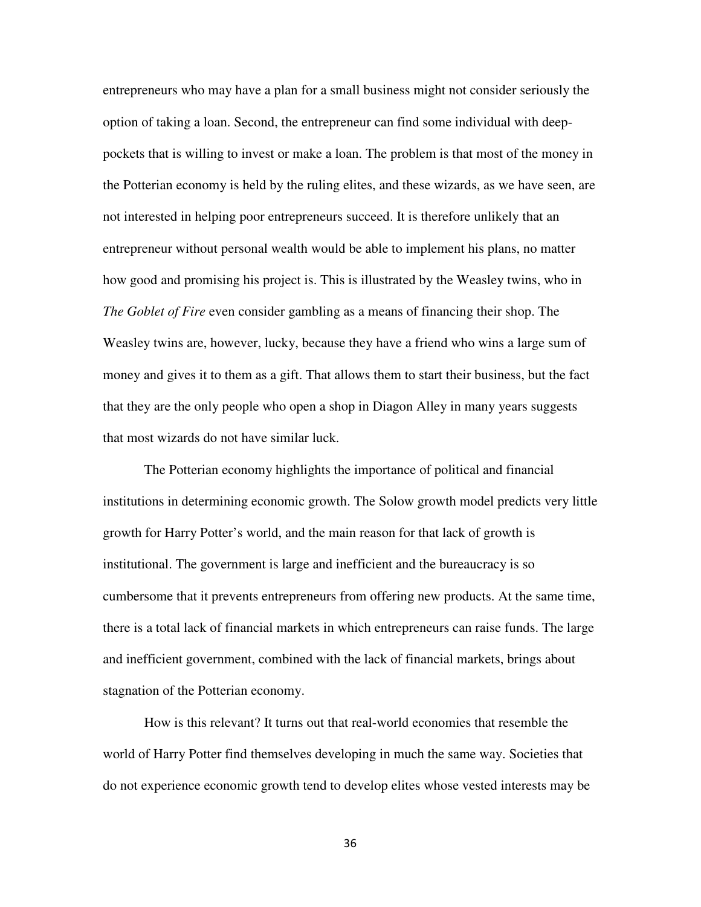entrepreneurs who may have a plan for a small business might not consider seriously the option of taking a loan. Second, the entrepreneur can find some individual with deep-pockets that is willing to invest or make a loan. The problem is that most of the money in the Potterian economy is held by the ruling elites, and these wizards, as we have seen, are not interested in helping poor entrepreneurs succeed. It is therefore unlikely that an entrepreneur without personal wealth would be able to implement his plans, no matter how good and promising his project is. This is illustrated by the Weasley twins, who in *The Goblet of Fire* even consider gambling as a means of financing their shop. The Weasley twins are, however, lucky, because they have a friend who wins a large sum of money and gives it to them as a gift. That allows them to start their business, but the fact that they are the only people who open a shop in Diagon Alley in many years suggests that most wizards do not have similar luck.

The Potterian economy highlights the importance of political and financial institutions in determining economic growth. The Solow growth model predicts very little growth for Harry Potter's world, and the main reason for that lack of growth is institutional. The government is large and inefficient and the bureaucracy is so cumbersome that it prevents entrepreneurs from offering new products. At the same time, there is a total lack of financial markets in which entrepreneurs can raise funds. The large and inefficient government, combined with the lack of financial markets, brings about stagnation of the Potterian economy.

How is this relevant? It turns out that real-world economies that resemble the world of Harry Potter find themselves developing in much the same way. Societies that do not experience economic growth tend to develop elites whose vested interests may be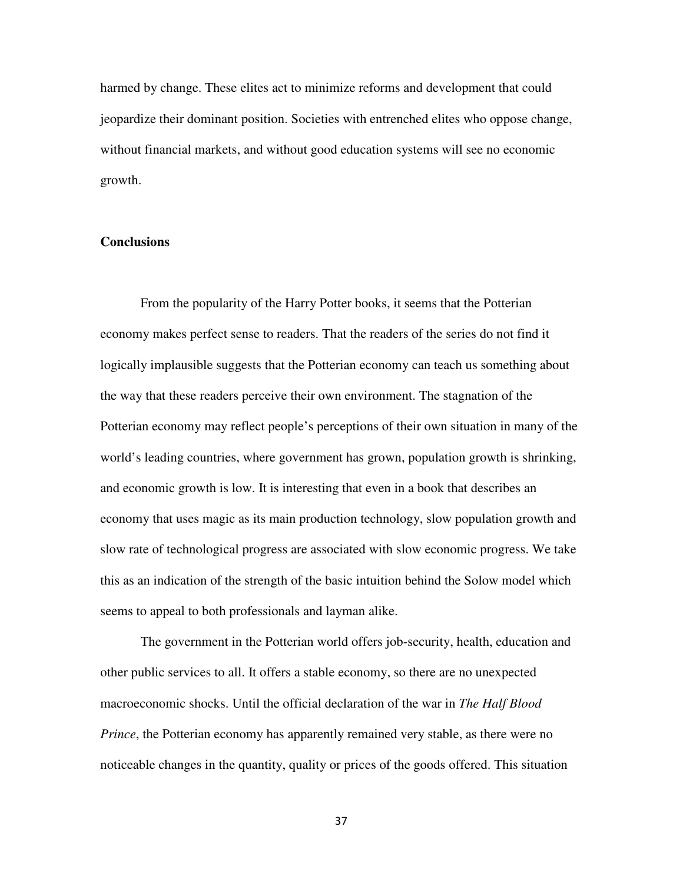harmed by change. These elites act to minimize reforms and development that could jeopardize their dominant position. Societies with entrenched elites who oppose change, without financial markets, and without good education systems will see no economic growth.

## Conclusions

From the popularity of the Harry Potter books, it seems that the Potterian economy makes perfect sense to readers. That the readers of the series do not find it logically implausible suggests that the Potterian economy can teach us something about the way that these readers perceive their own environment. The stagnation of the Potterian economy may reflect people's perceptions of their own situation in many of the world's leading countries, where government has grown, population growth is shrinking, and economic growth is low. It is interesting that even in a book that describes an economy that uses magic as its main production technology, slow population growth and slow rate of technological progress are associated with slow economic progress. We take this as an indication of the strength of the basic intuition behind the Solow model which seems to appeal to both professionals and layman alike.

The government in the Potterian world offers job-security, health, education and other public services to all. It offers a stable economy, so there are no unexpected macroeconomic shocks. Until the official declaration of the war in *The Half Blood Prince*, the Potterian economy has apparently remained very stable, as there were no noticeable changes in the quantity, quality or prices of the goods offered. This situation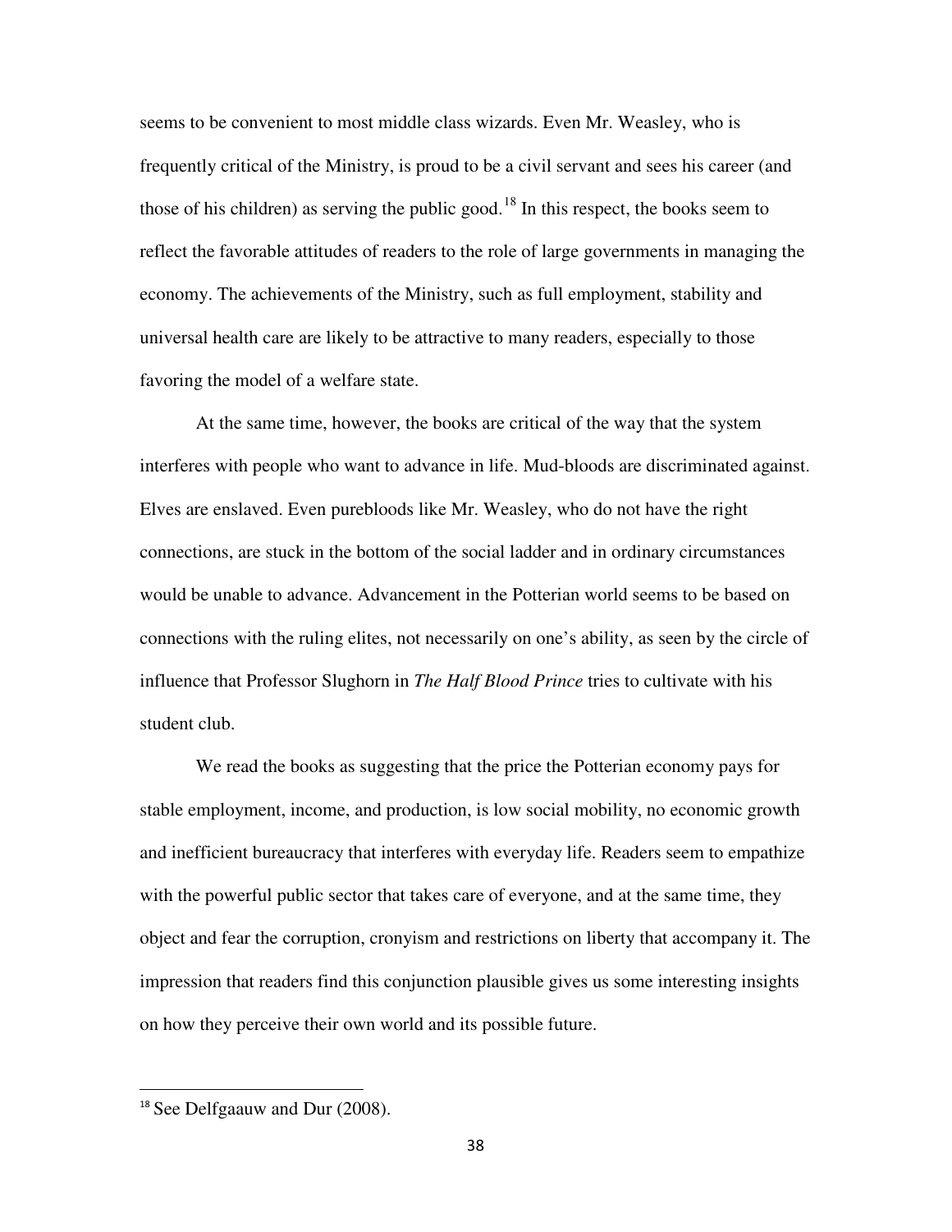seems to be convenient to most middle class wizards. Even Mr. Weasley, who is frequently critical of the Ministry, is proud to be a civil servant and sees his career (and those of his children) as serving the public good.[18] In this respect, the books seem to reflect the favorable attitudes of readers to the role of large governments in managing the economy. The achievements of the Ministry, such as full employment, stability and universal health care are likely to be attractive to many readers, especially to those favoring the model of a welfare state.

At the same time, however, the books are critical of the way that the system interferes with people who want to advance in life. Mud-bloods are discriminated against. Elves are enslaved. Even purebloods like Mr. Weasley, who do not have the right connections, are stuck in the bottom of the social ladder and in ordinary circumstances would be unable to advance. Advancement in the Potterian world seems to be based on connections with the ruling elites, not necessarily on one's ability, as seen by the circle of influence that Professor Slughorn in *The Half Blood Prince* tries to cultivate with his student club.

We read the books as suggesting that the price the Potterian economy pays for stable employment, income, and production, is low social mobility, no economic growth and inefficient bureaucracy that interferes with everyday life. Readers seem to empathize with the powerful public sector that takes care of everyone, and at the same time, they object and fear the corruption, cronyism and restrictions on liberty that accompany it. The impression that readers find this conjunction plausible gives us some interesting insights on how they perceive their own world and its possible future.

[18] See Delfgaauw and Dur (2008).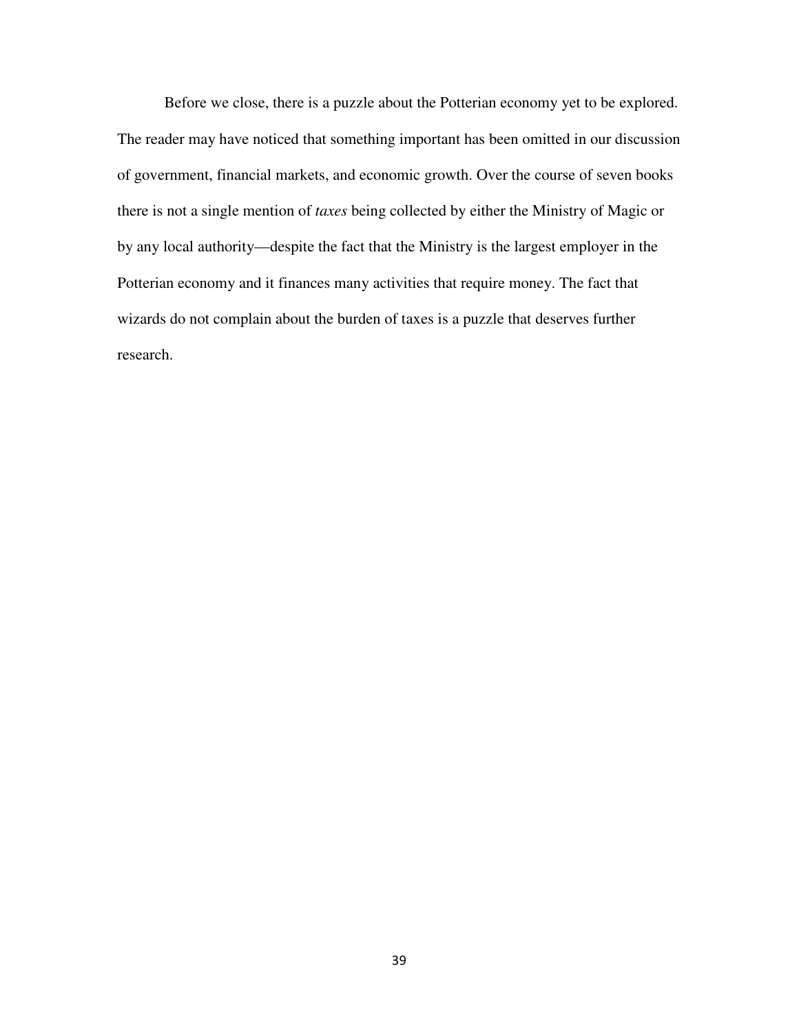Before we close, there is a puzzle about the Potterian economy yet to be explored. The reader may have noticed that something important has been omitted in our discussion of government, financial markets, and economic growth. Over the course of seven books there is not a single mention of *taxes* being collected by either the Ministry of Magic or by any local authority—despite the fact that the Ministry is the largest employer in the Potterian economy and it finances many activities that require money. The fact that wizards do not complain about the burden of taxes is a puzzle that deserves further research.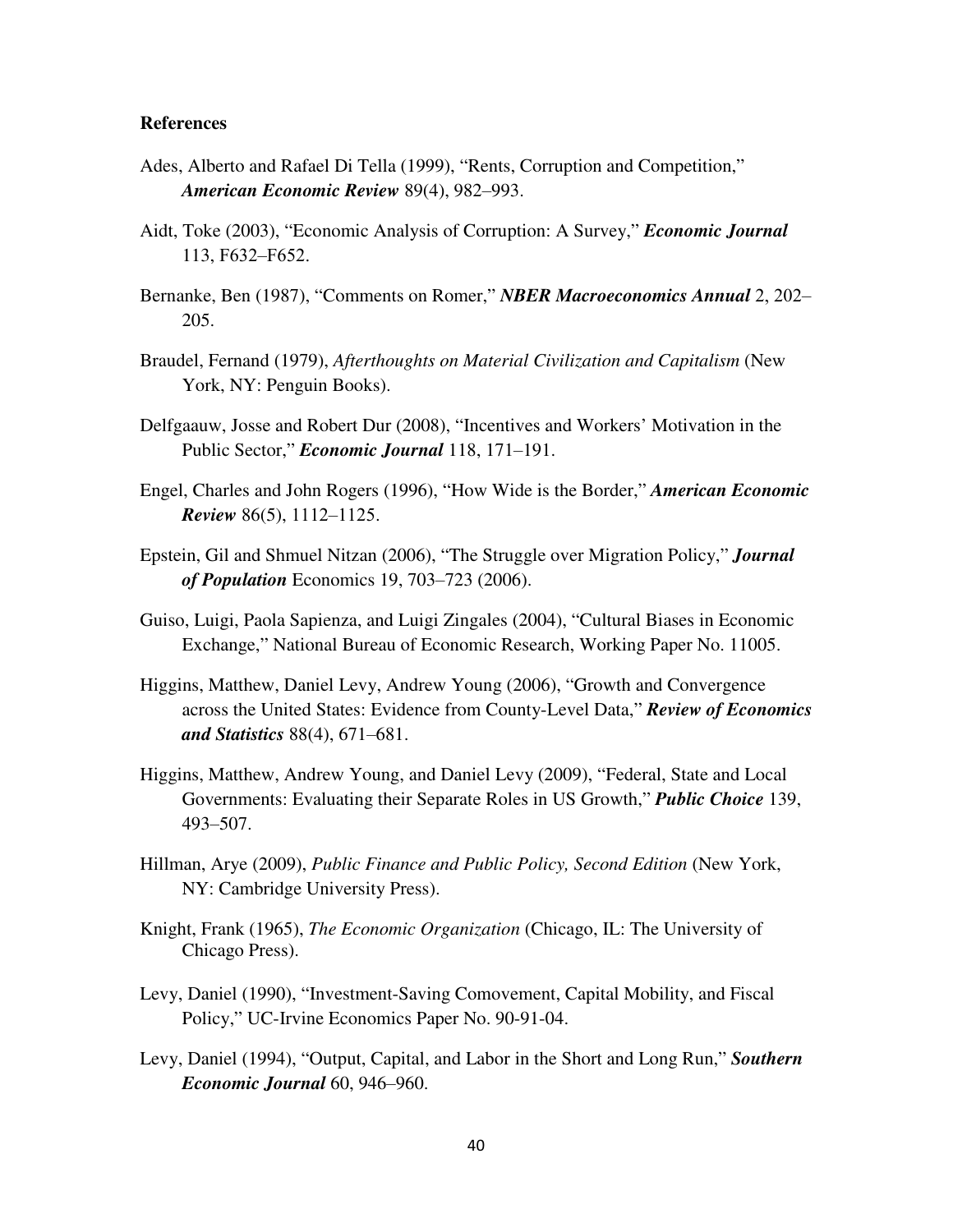**References**

Ades, Alberto and Rafael Di Tella (1999), "Rents, Corruption and Competition," ***American Economic Review*** 89(4), 982–993.

Aidt, Toke (2003), "Economic Analysis of Corruption: A Survey," ***Economic Journal*** 113, F632–F652.

Bernanke, Ben (1987), "Comments on Romer," ***NBER Macroeconomics Annual*** 2, 202–205.

Braudel, Fernand (1979), *Afterthoughts on Material Civilization and Capitalism* (New York, NY: Penguin Books).

Delfgaauw, Josse and Robert Dur (2008), "Incentives and Workers' Motivation in the Public Sector," ***Economic Journal*** 118, 171–191.

Engel, Charles and John Rogers (1996), "How Wide is the Border," ***American Economic Review*** 86(5), 1112–1125.

Epstein, Gil and Shmuel Nitzan (2006), "The Struggle over Migration Policy," ***Journal of Population*** Economics 19, 703–723 (2006).

Guiso, Luigi, Paola Sapienza, and Luigi Zingales (2004), "Cultural Biases in Economic Exchange," National Bureau of Economic Research, Working Paper No. 11005.

Higgins, Matthew, Daniel Levy, Andrew Young (2006), "Growth and Convergence across the United States: Evidence from County-Level Data," ***Review of Economics and Statistics*** 88(4), 671–681.

Higgins, Matthew, Andrew Young, and Daniel Levy (2009), "Federal, State and Local Governments: Evaluating their Separate Roles in US Growth," ***Public Choice*** 139, 493–507.

Hillman, Arye (2009), *Public Finance and Public Policy, Second Edition* (New York, NY: Cambridge University Press).

Knight, Frank (1965), *The Economic Organization* (Chicago, IL: The University of Chicago Press).

Levy, Daniel (1990), "Investment-Saving Comovement, Capital Mobility, and Fiscal Policy," UC-Irvine Economics Paper No. 90-91-04.

Levy, Daniel (1994), "Output, Capital, and Labor in the Short and Long Run," ***Southern Economic Journal*** 60, 946–960.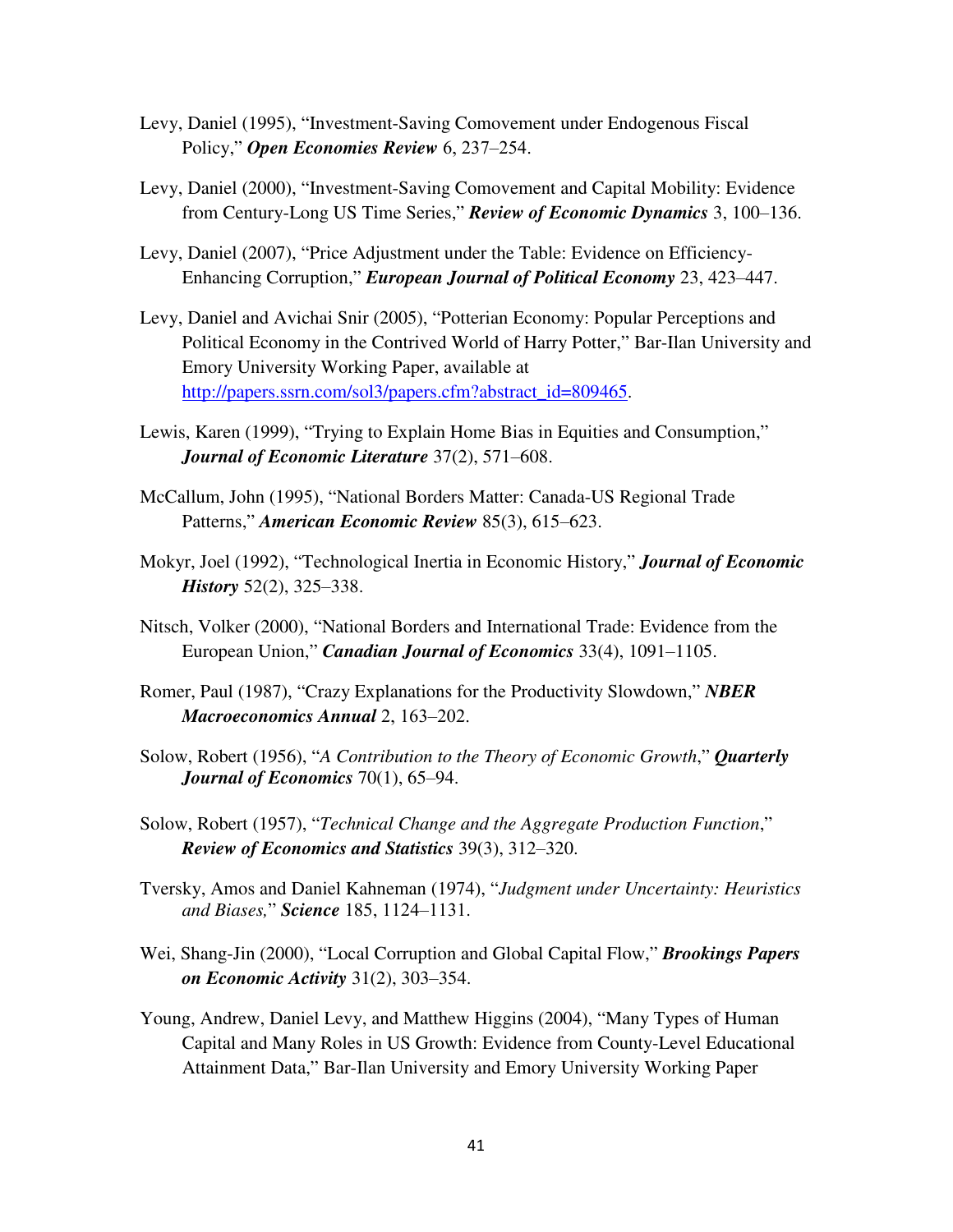Levy, Daniel (1995), "Investment-Saving Comovement under Endogenous Fiscal Policy," ***Open Economies Review*** 6, 237–254.

Levy, Daniel (2000), "Investment-Saving Comovement and Capital Mobility: Evidence from Century-Long US Time Series," ***Review of Economic Dynamics*** 3, 100–136.

Levy, Daniel (2007), "Price Adjustment under the Table: Evidence on Efficiency-Enhancing Corruption," ***European Journal of Political Economy*** 23, 423–447.

Levy, Daniel and Avichai Snir (2005), "Potterian Economy: Popular Perceptions and Political Economy in the Contrived World of Harry Potter," Bar-Ilan University and Emory University Working Paper, available at http://papers.ssrn.com/sol3/papers.cfm?abstract_id=809465.

Lewis, Karen (1999), "Trying to Explain Home Bias in Equities and Consumption," ***Journal of Economic Literature*** 37(2), 571–608.

McCallum, John (1995), "National Borders Matter: Canada-US Regional Trade Patterns," ***American Economic Review*** 85(3), 615–623.

Mokyr, Joel (1992), "Technological Inertia in Economic History," ***Journal of Economic History*** 52(2), 325–338.

Nitsch, Volker (2000), "National Borders and International Trade: Evidence from the European Union," ***Canadian Journal of Economics*** 33(4), 1091–1105.

Romer, Paul (1987), "Crazy Explanations for the Productivity Slowdown," ***NBER Macroeconomics Annual*** 2, 163–202.

Solow, Robert (1956), "*A Contribution to the Theory of Economic Growth*," ***Quarterly Journal of Economics*** 70(1), 65–94.

Solow, Robert (1957), "*Technical Change and the Aggregate Production Function*," ***Review of Economics and Statistics*** 39(3), 312–320.

Tversky, Amos and Daniel Kahneman (1974), "*Judgment under Uncertainty: Heuristics and Biases,*" ***Science*** 185, 1124–1131.

Wei, Shang-Jin (2000), "Local Corruption and Global Capital Flow," ***Brookings Papers on Economic Activity*** 31(2), 303–354.

Young, Andrew, Daniel Levy, and Matthew Higgins (2004), "Many Types of Human Capital and Many Roles in US Growth: Evidence from County-Level Educational Attainment Data," Bar-Ilan University and Emory University Working Paper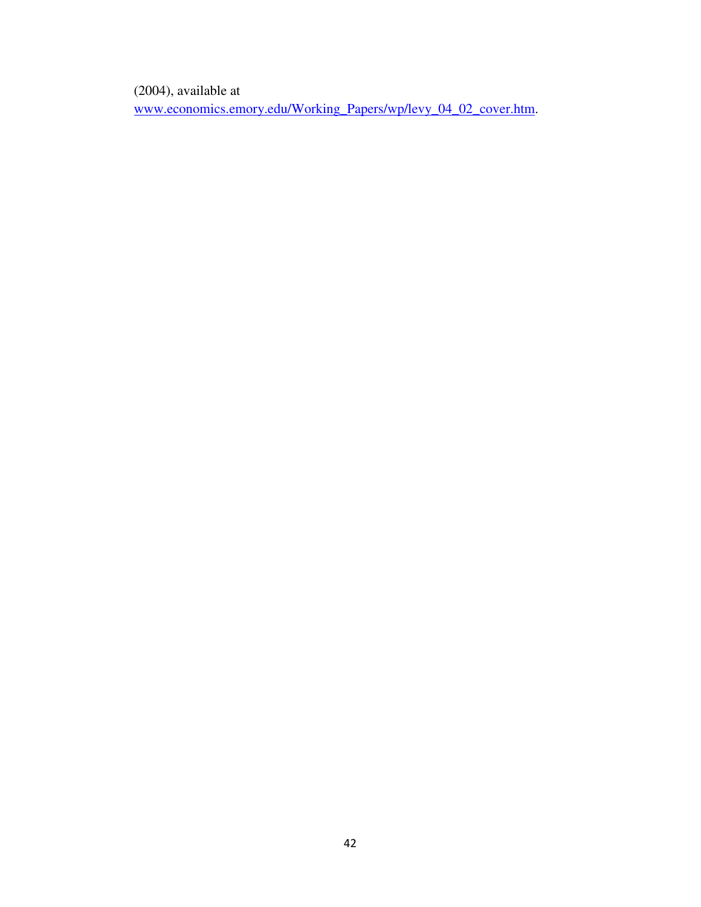(2004), available at www.economics.emory.edu/Working_Papers/wp/levy_04_02_cover.htm.